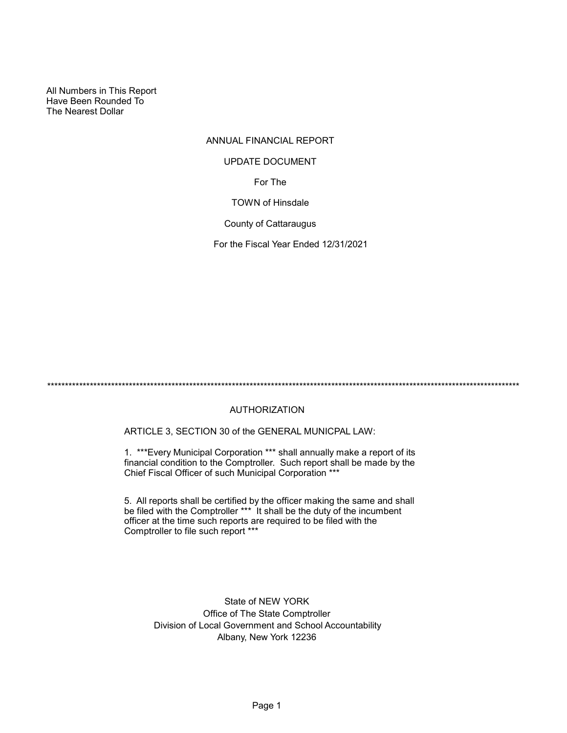All Numbers in This Report
Have Been Rounded To
The Nearest Dollar

# ANNUAL FINANCIAL REPORT

## UPDATE DOCUMENT

For The

TOWN of Hinsdale

County of Cattaraugus

For the Fiscal Year Ended 12/31/2021

**************************************************************************************************************************************

## AUTHORIZATION

ARTICLE 3, SECTION 30 of the GENERAL MUNICPAL LAW:

1. ***Every Municipal Corporation *** shall annually make a report of its financial condition to the Comptroller. Such report shall be made by the Chief Fiscal Officer of such Municipal Corporation ***

5. All reports shall be certified by the officer making the same and shall be filed with the Comptroller *** It shall be the duty of the incumbent officer at the time such reports are required to be filed with the Comptroller to file such report ***

State of NEW YORK
Office of The State Comptroller
Division of Local Government and School Accountability
Albany, New York 12236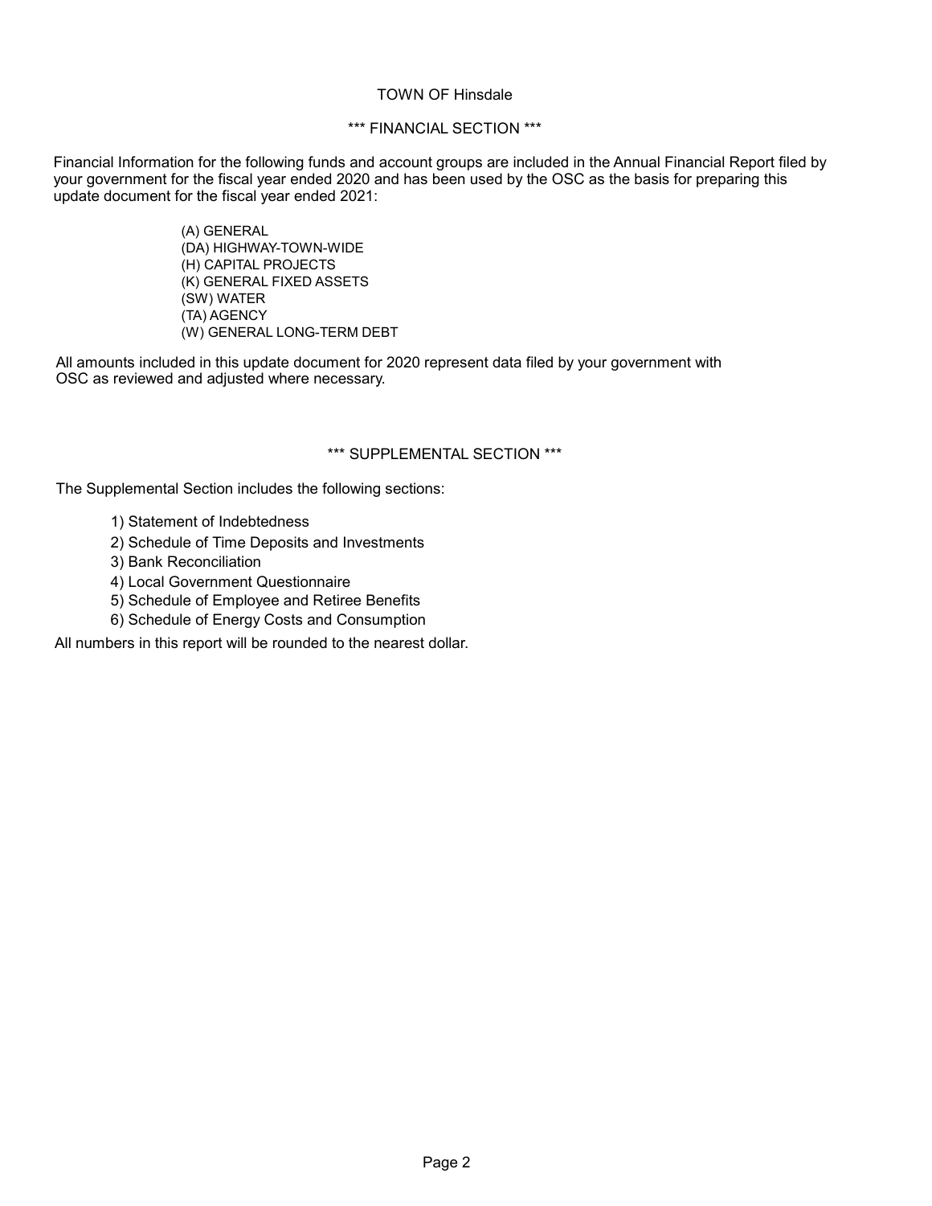TOWN OF Hinsdale

## *** FINANCIAL SECTION ***

Financial Information for the following funds and account groups are included in the Annual Financial Report filed by your government for the fiscal year ended 2020 and has been used by the OSC as the basis for preparing this update document for the fiscal year ended 2021:

- (A) GENERAL
- (DA) HIGHWAY-TOWN-WIDE
- (H) CAPITAL PROJECTS
- (K) GENERAL FIXED ASSETS
- (SW) WATER
- (TA) AGENCY
- (W) GENERAL LONG-TERM DEBT

All amounts included in this update document for 2020 represent data filed by your government with OSC as reviewed and adjusted where necessary.

## *** SUPPLEMENTAL SECTION ***

The Supplemental Section includes the following sections:

1) Statement of Indebtedness
2) Schedule of Time Deposits and Investments
3) Bank Reconciliation
4) Local Government Questionnaire
5) Schedule of Employee and Retiree Benefits
6) Schedule of Energy Costs and Consumption

All numbers in this report will be rounded to the nearest dollar.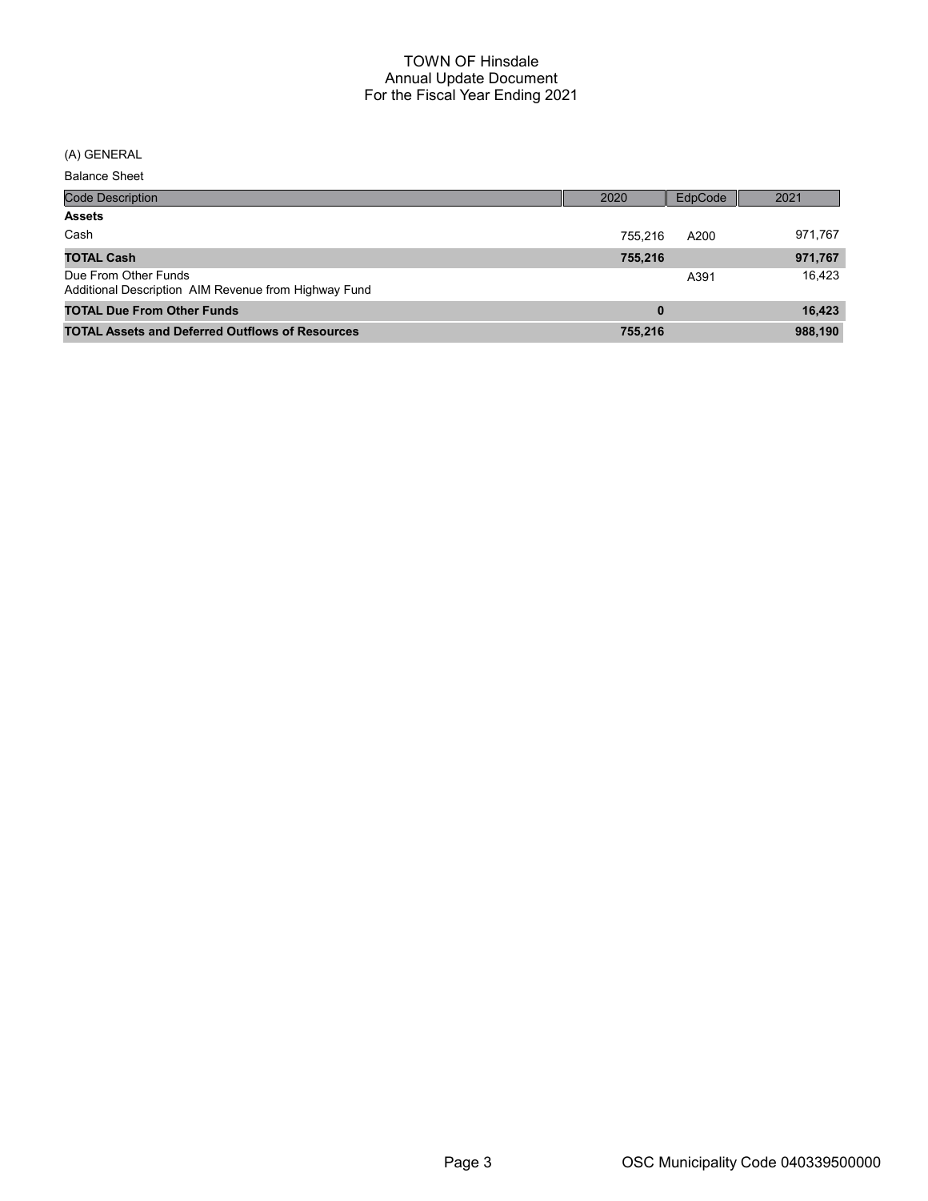# TOWN OF Hinsdale
## Annual Update Document
## For the Fiscal Year Ending 2021

(A) GENERAL

Balance Sheet

| Code Description | 2020 | EdpCode | 2021 |
|---|---|---|---|
| **Assets** | | | |
| Cash | 755,216 | A200 | 971,767 |
| **TOTAL Cash** | **755,216** | | **971,767** |
| Due From Other Funds<br>Additional Description AIM Revenue from Highway Fund | | A391 | 16,423 |
| **TOTAL Due From Other Funds** | **0** | | **16,423** |
| **TOTAL Assets and Deferred Outflows of Resources** | **755,216** | | **988,190** |

OSC Municipality Code 040339500000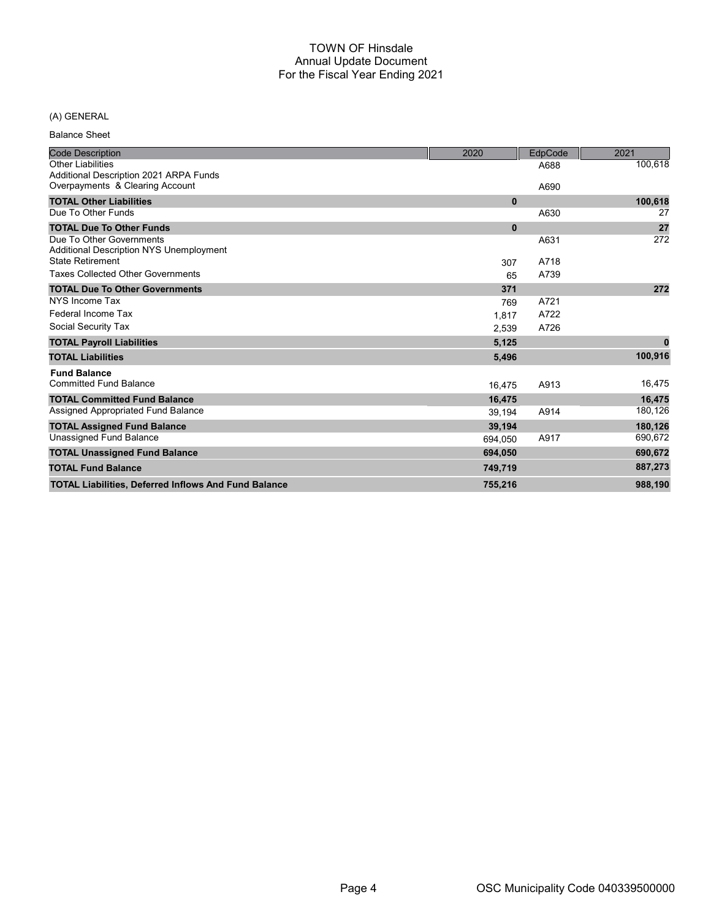# TOWN OF Hinsdale
## Annual Update Document
## For the Fiscal Year Ending 2021

(A) GENERAL

Balance Sheet

| Code Description | 2020 | EdpCode | 2021 |
|---|---|---|---|
| Other Liabilities<br>Additional Description 2021 ARPA Funds | | A688 | 100,618 |
| Overpayments & Clearing Account | | A690 | |
| **TOTAL Other Liabilities** | **0** | | **100,618** |
| Due To Other Funds | | A630 | 27 |
| **TOTAL Due To Other Funds** | **0** | | **27** |
| Due To Other Governments<br>Additional Description NYS Unemployment | | A631 | 272 |
| State Retirement | 307 | A718 | |
| Taxes Collected Other Governments | 65 | A739 | |
| **TOTAL Due To Other Governments** | **371** | | **272** |
| NYS Income Tax | 769 | A721 | |
| Federal Income Tax | 1,817 | A722 | |
| Social Security Tax | 2,539 | A726 | |
| **TOTAL Payroll Liabilities** | **5,125** | | **0** |
| **TOTAL Liabilities** | **5,496** | | **100,916** |
| **Fund Balance** | | | |
| Committed Fund Balance | 16,475 | A913 | 16,475 |
| **TOTAL Committed Fund Balance** | **16,475** | | **16,475** |
| Assigned Appropriated Fund Balance | 39,194 | A914 | 180,126 |
| **TOTAL Assigned Fund Balance** | **39,194** | | **180,126** |
| Unassigned Fund Balance | 694,050 | A917 | 690,672 |
| **TOTAL Unassigned Fund Balance** | **694,050** | | **690,672** |
| **TOTAL Fund Balance** | **749,719** | | **887,273** |
| **TOTAL Liabilities, Deferred Inflows And Fund Balance** | **755,216** | | **988,190** |

OSC Municipality Code 040339500000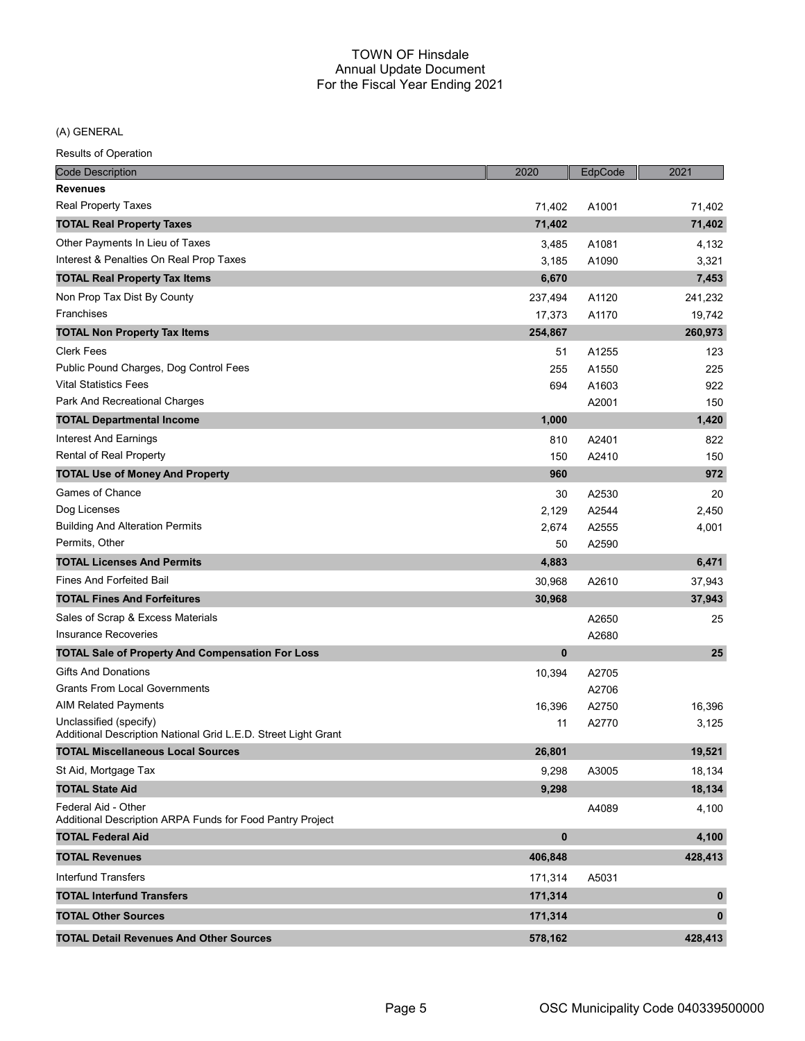# TOWN OF Hinsdale
## Annual Update Document
## For the Fiscal Year Ending 2021

(A) GENERAL

Results of Operation

| Code Description | 2020 | EdpCode | 2021 |
|---|---|---|---|
| **Revenues** | | | |
| Real Property Taxes | 71,402 | A1001 | 71,402 |
| **TOTAL Real Property Taxes** | **71,402** | | **71,402** |
| Other Payments In Lieu of Taxes | 3,485 | A1081 | 4,132 |
| Interest & Penalties On Real Prop Taxes | 3,185 | A1090 | 3,321 |
| **TOTAL Real Property Tax Items** | **6,670** | | **7,453** |
| Non Prop Tax Dist By County | 237,494 | A1120 | 241,232 |
| Franchises | 17,373 | A1170 | 19,742 |
| **TOTAL Non Property Tax Items** | **254,867** | | **260,973** |
| Clerk Fees | 51 | A1255 | 123 |
| Public Pound Charges, Dog Control Fees | 255 | A1550 | 225 |
| Vital Statistics Fees | 694 | A1603 | 922 |
| Park And Recreational Charges | | A2001 | 150 |
| **TOTAL Departmental Income** | **1,000** | | **1,420** |
| Interest And Earnings | 810 | A2401 | 822 |
| Rental of Real Property | 150 | A2410 | 150 |
| **TOTAL Use of Money And Property** | **960** | | **972** |
| Games of Chance | 30 | A2530 | 20 |
| Dog Licenses | 2,129 | A2544 | 2,450 |
| Building And Alteration Permits | 2,674 | A2555 | 4,001 |
| Permits, Other | 50 | A2590 | |
| **TOTAL Licenses And Permits** | **4,883** | | **6,471** |
| Fines And Forfeited Bail | 30,968 | A2610 | 37,943 |
| **TOTAL Fines And Forfeitures** | **30,968** | | **37,943** |
| Sales of Scrap & Excess Materials | | A2650 | 25 |
| Insurance Recoveries | | A2680 | |
| **TOTAL Sale of Property And Compensation For Loss** | **0** | | **25** |
| Gifts And Donations | 10,394 | A2705 | |
| Grants From Local Governments | | A2706 | |
| AIM Related Payments | 16,396 | A2750 | 16,396 |
| Unclassified (specify)<br>Additional Description National Grid L.E.D. Street Light Grant | 11 | A2770 | 3,125 |
| **TOTAL Miscellaneous Local Sources** | **26,801** | | **19,521** |
| St Aid, Mortgage Tax | 9,298 | A3005 | 18,134 |
| **TOTAL State Aid** | **9,298** | | **18,134** |
| Federal Aid - Other<br>Additional Description ARPA Funds for Food Pantry Project | | A4089 | 4,100 |
| **TOTAL Federal Aid** | **0** | | **4,100** |
| **TOTAL Revenues** | **406,848** | | **428,413** |
| Interfund Transfers | 171,314 | A5031 | |
| **TOTAL Interfund Transfers** | **171,314** | | **0** |
| **TOTAL Other Sources** | **171,314** | | **0** |
| **TOTAL Detail Revenues And Other Sources** | **578,162** | | **428,413** |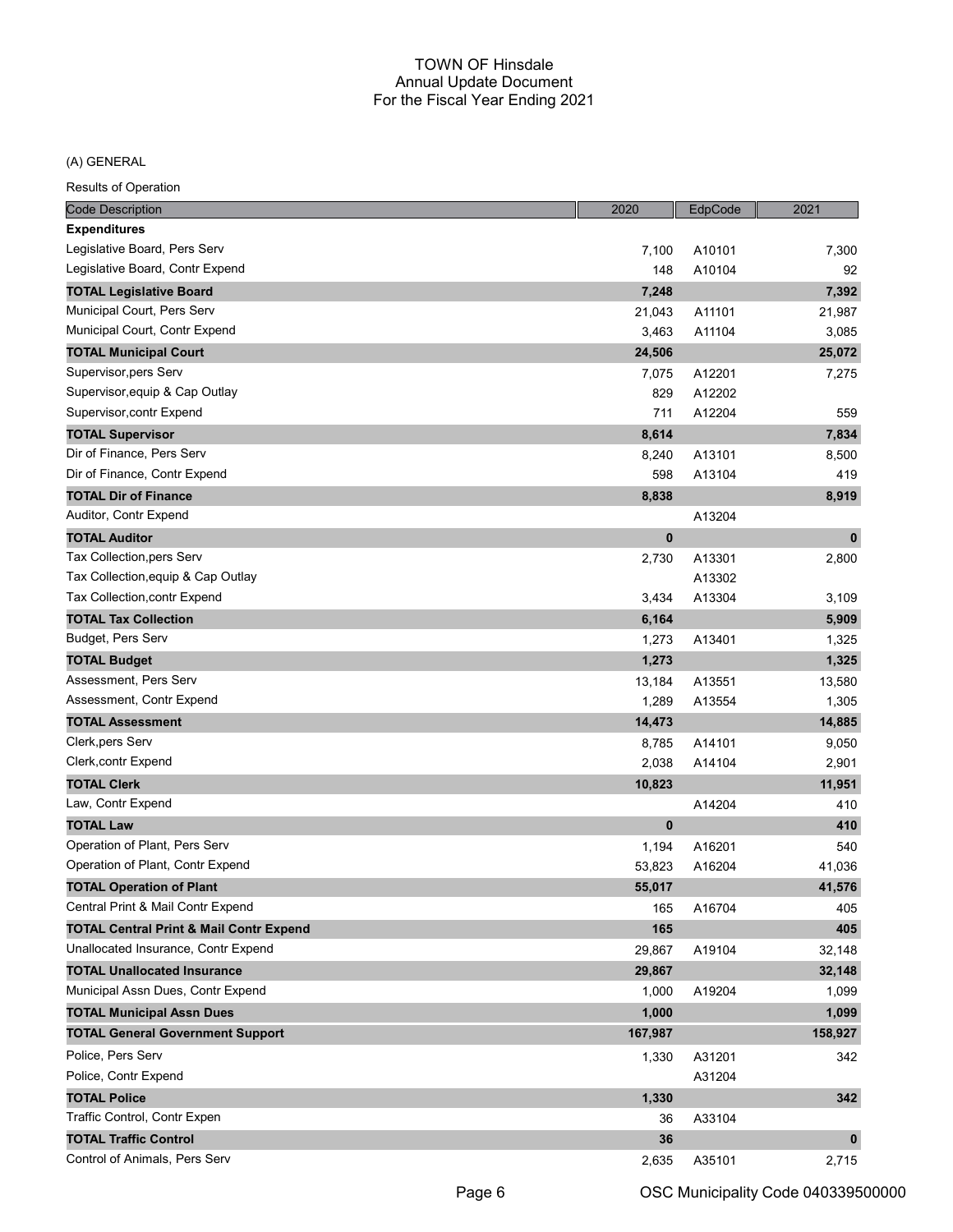# TOWN OF Hinsdale
## Annual Update Document
## For the Fiscal Year Ending 2021

(A) GENERAL

Results of Operation

| Code Description | 2020 | EdpCode | 2021 |
|---|---|---|---|
| **Expenditures** | | | |
| Legislative Board, Pers Serv | 7,100 | A10101 | 7,300 |
| Legislative Board, Contr Expend | 148 | A10104 | 92 |
| **TOTAL Legislative Board** | **7,248** | | **7,392** |
| Municipal Court, Pers Serv | 21,043 | A11101 | 21,987 |
| Municipal Court, Contr Expend | 3,463 | A11104 | 3,085 |
| **TOTAL Municipal Court** | **24,506** | | **25,072** |
| Supervisor,pers Serv | 7,075 | A12201 | 7,275 |
| Supervisor,equip & Cap Outlay | 829 | A12202 | |
| Supervisor,contr Expend | 711 | A12204 | 559 |
| **TOTAL Supervisor** | **8,614** | | **7,834** |
| Dir of Finance, Pers Serv | 8,240 | A13101 | 8,500 |
| Dir of Finance, Contr Expend | 598 | A13104 | 419 |
| **TOTAL Dir of Finance** | **8,838** | | **8,919** |
| Auditor, Contr Expend | | A13204 | |
| **TOTAL Auditor** | **0** | | **0** |
| Tax Collection,pers Serv | 2,730 | A13301 | 2,800 |
| Tax Collection,equip & Cap Outlay | | A13302 | |
| Tax Collection,contr Expend | 3,434 | A13304 | 3,109 |
| **TOTAL Tax Collection** | **6,164** | | **5,909** |
| Budget, Pers Serv | 1,273 | A13401 | 1,325 |
| **TOTAL Budget** | **1,273** | | **1,325** |
| Assessment, Pers Serv | 13,184 | A13551 | 13,580 |
| Assessment, Contr Expend | 1,289 | A13554 | 1,305 |
| **TOTAL Assessment** | **14,473** | | **14,885** |
| Clerk,pers Serv | 8,785 | A14101 | 9,050 |
| Clerk,contr Expend | 2,038 | A14104 | 2,901 |
| **TOTAL Clerk** | **10,823** | | **11,951** |
| Law, Contr Expend | | A14204 | 410 |
| **TOTAL Law** | **0** | | **410** |
| Operation of Plant, Pers Serv | 1,194 | A16201 | 540 |
| Operation of Plant, Contr Expend | 53,823 | A16204 | 41,036 |
| **TOTAL Operation of Plant** | **55,017** | | **41,576** |
| Central Print & Mail Contr Expend | 165 | A16704 | 405 |
| **TOTAL Central Print & Mail Contr Expend** | **165** | | **405** |
| Unallocated Insurance, Contr Expend | 29,867 | A19104 | 32,148 |
| **TOTAL Unallocated Insurance** | **29,867** | | **32,148** |
| Municipal Assn Dues, Contr Expend | 1,000 | A19204 | 1,099 |
| **TOTAL Municipal Assn Dues** | **1,000** | | **1,099** |
| **TOTAL General Government Support** | **167,987** | | **158,927** |
| Police, Pers Serv | 1,330 | A31201 | 342 |
| Police, Contr Expend | | A31204 | |
| **TOTAL Police** | **1,330** | | **342** |
| Traffic Control, Contr Expen | 36 | A33104 | |
| **TOTAL Traffic Control** | **36** | | **0** |
| Control of Animals, Pers Serv | 2,635 | A35101 | 2,715 |

OSC Municipality Code 040339500000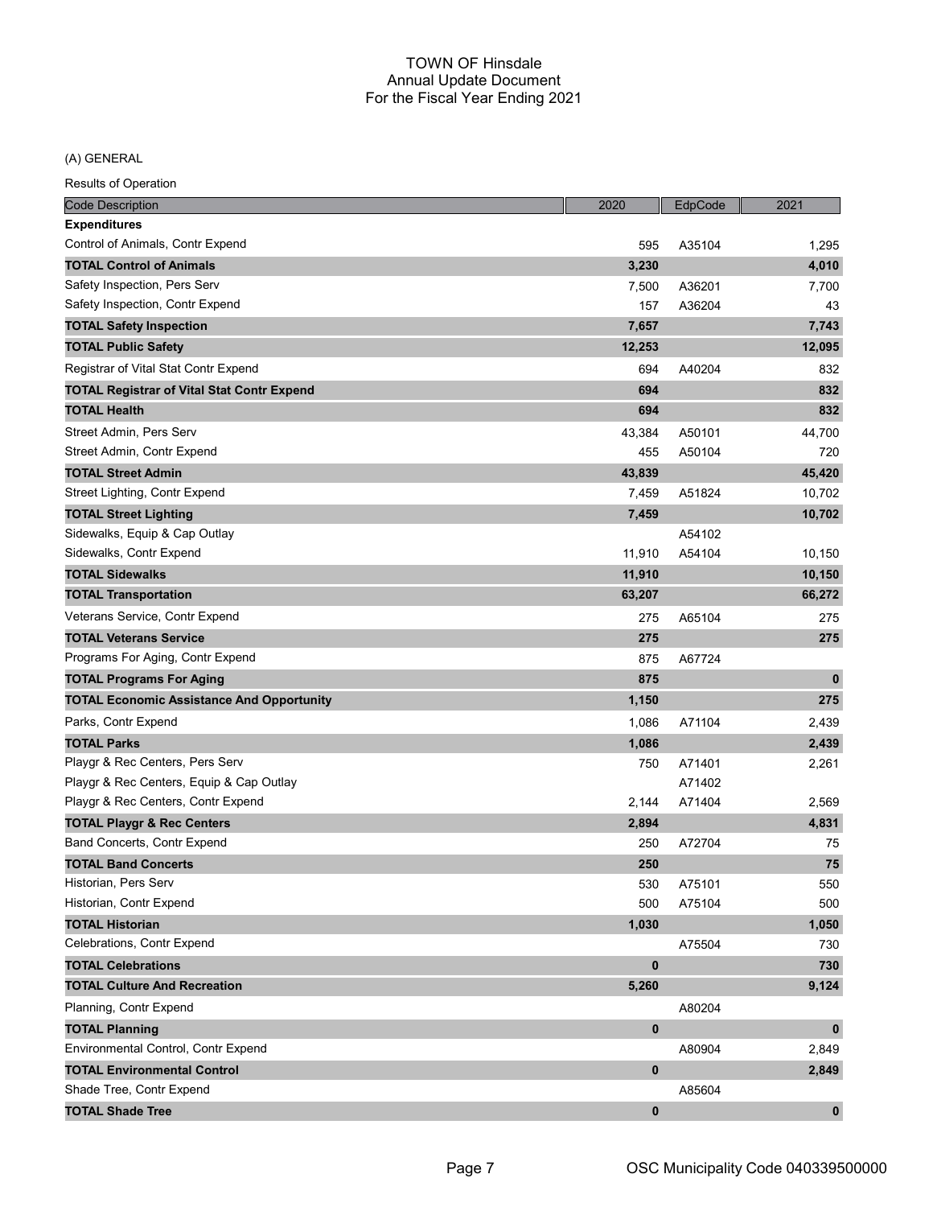# TOWN OF Hinsdale
## Annual Update Document
## For the Fiscal Year Ending 2021

(A) GENERAL

Results of Operation

| Code Description | 2020 | EdpCode | 2021 |
|---|---|---|---|
| **Expenditures** | | | |
| Control of Animals, Contr Expend | 595 | A35104 | 1,295 |
| **TOTAL Control of Animals** | **3,230** | | **4,010** |
| Safety Inspection, Pers Serv | 7,500 | A36201 | 7,700 |
| Safety Inspection, Contr Expend | 157 | A36204 | 43 |
| **TOTAL Safety Inspection** | **7,657** | | **7,743** |
| **TOTAL Public Safety** | **12,253** | | **12,095** |
| Registrar of Vital Stat Contr Expend | 694 | A40204 | 832 |
| **TOTAL Registrar of Vital Stat Contr Expend** | **694** | | **832** |
| **TOTAL Health** | **694** | | **832** |
| Street Admin, Pers Serv | 43,384 | A50101 | 44,700 |
| Street Admin, Contr Expend | 455 | A50104 | 720 |
| **TOTAL Street Admin** | **43,839** | | **45,420** |
| Street Lighting, Contr Expend | 7,459 | A51824 | 10,702 |
| **TOTAL Street Lighting** | **7,459** | | **10,702** |
| Sidewalks, Equip & Cap Outlay | | A54102 | |
| Sidewalks, Contr Expend | 11,910 | A54104 | 10,150 |
| **TOTAL Sidewalks** | **11,910** | | **10,150** |
| **TOTAL Transportation** | **63,207** | | **66,272** |
| Veterans Service, Contr Expend | 275 | A65104 | 275 |
| **TOTAL Veterans Service** | **275** | | **275** |
| Programs For Aging, Contr Expend | 875 | A67724 | |
| **TOTAL Programs For Aging** | **875** | | **0** |
| **TOTAL Economic Assistance And Opportunity** | **1,150** | | **275** |
| Parks, Contr Expend | 1,086 | A71104 | 2,439 |
| **TOTAL Parks** | **1,086** | | **2,439** |
| Playgr & Rec Centers, Pers Serv | 750 | A71401 | 2,261 |
| Playgr & Rec Centers, Equip & Cap Outlay | | A71402 | |
| Playgr & Rec Centers, Contr Expend | 2,144 | A71404 | 2,569 |
| **TOTAL Playgr & Rec Centers** | **2,894** | | **4,831** |
| Band Concerts, Contr Expend | 250 | A72704 | 75 |
| **TOTAL Band Concerts** | **250** | | **75** |
| Historian, Pers Serv | 530 | A75101 | 550 |
| Historian, Contr Expend | 500 | A75104 | 500 |
| **TOTAL Historian** | **1,030** | | **1,050** |
| Celebrations, Contr Expend | | A75504 | 730 |
| **TOTAL Celebrations** | **0** | | **730** |
| **TOTAL Culture And Recreation** | **5,260** | | **9,124** |
| Planning, Contr Expend | | A80204 | |
| **TOTAL Planning** | **0** | | **0** |
| Environmental Control, Contr Expend | | A80904 | 2,849 |
| **TOTAL Environmental Control** | **0** | | **2,849** |
| Shade Tree, Contr Expend | | A85604 | |
| **TOTAL Shade Tree** | **0** | | **0** |

OSC Municipality Code 040339500000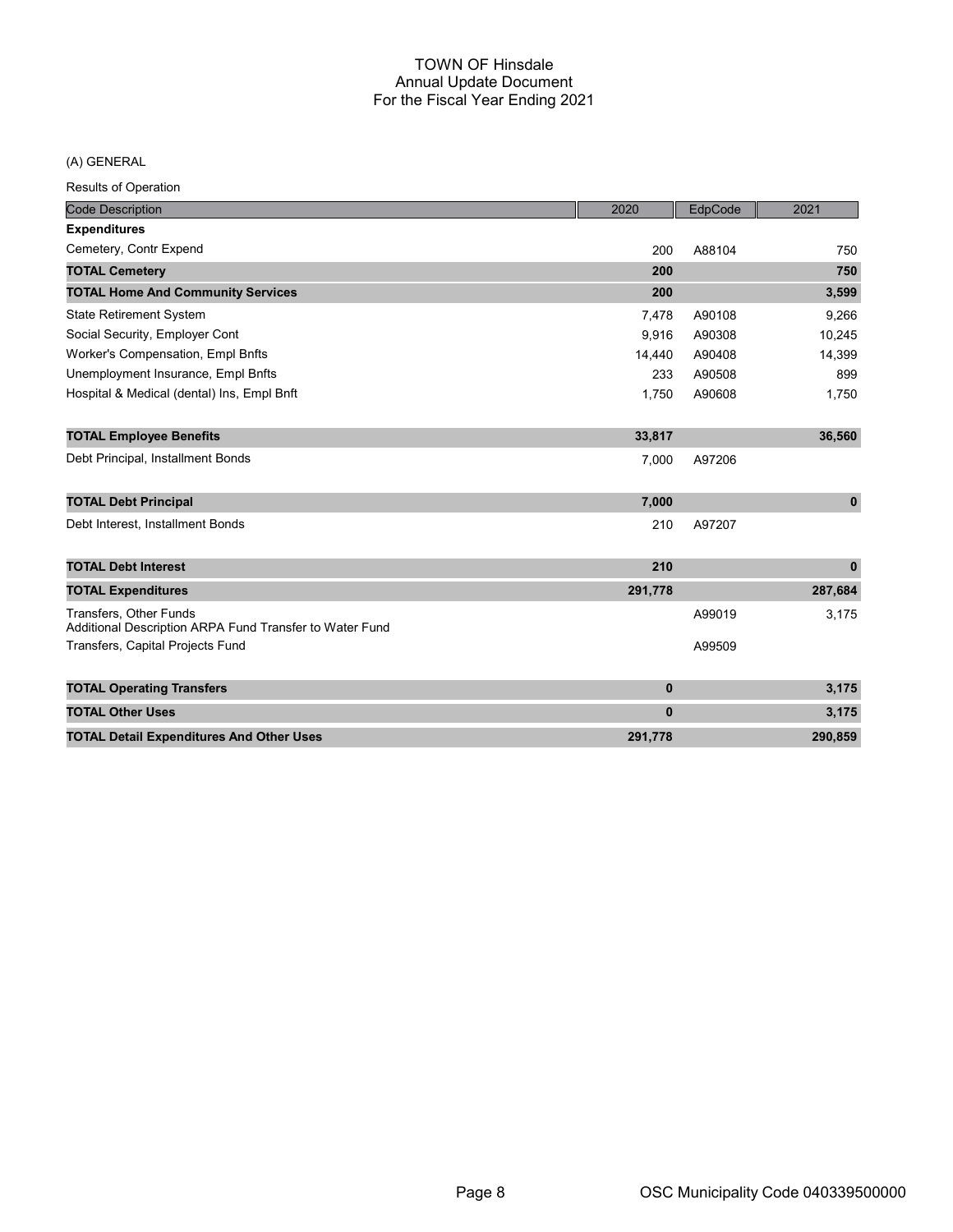# TOWN OF Hinsdale
## Annual Update Document
## For the Fiscal Year Ending 2021

(A) GENERAL

Results of Operation

| Code Description | 2020 | EdpCode | 2021 |
|---|---|---|---|
| **Expenditures** | | | |
| Cemetery, Contr Expend | 200 | A88104 | 750 |
| **TOTAL Cemetery** | **200** | | **750** |
| **TOTAL Home And Community Services** | **200** | | **3,599** |
| State Retirement System | 7,478 | A90108 | 9,266 |
| Social Security, Employer Cont | 9,916 | A90308 | 10,245 |
| Worker's Compensation, Empl Bnfts | 14,440 | A90408 | 14,399 |
| Unemployment Insurance, Empl Bnfts | 233 | A90508 | 899 |
| Hospital & Medical (dental) Ins, Empl Bnft | 1,750 | A90608 | 1,750 |
| **TOTAL Employee Benefits** | **33,817** | | **36,560** |
| Debt Principal, Installment Bonds | 7,000 | A97206 | |
| **TOTAL Debt Principal** | **7,000** | | **0** |
| Debt Interest, Installment Bonds | 210 | A97207 | |
| **TOTAL Debt Interest** | **210** | | **0** |
| **TOTAL Expenditures** | **291,778** | | **287,684** |
| Transfers, Other Funds<br>Additional Description ARPA Fund Transfer to Water Fund | | A99019 | 3,175 |
| Transfers, Capital Projects Fund | | A99509 | |
| **TOTAL Operating Transfers** | **0** | | **3,175** |
| **TOTAL Other Uses** | **0** | | **3,175** |
| **TOTAL Detail Expenditures And Other Uses** | **291,778** | | **290,859** |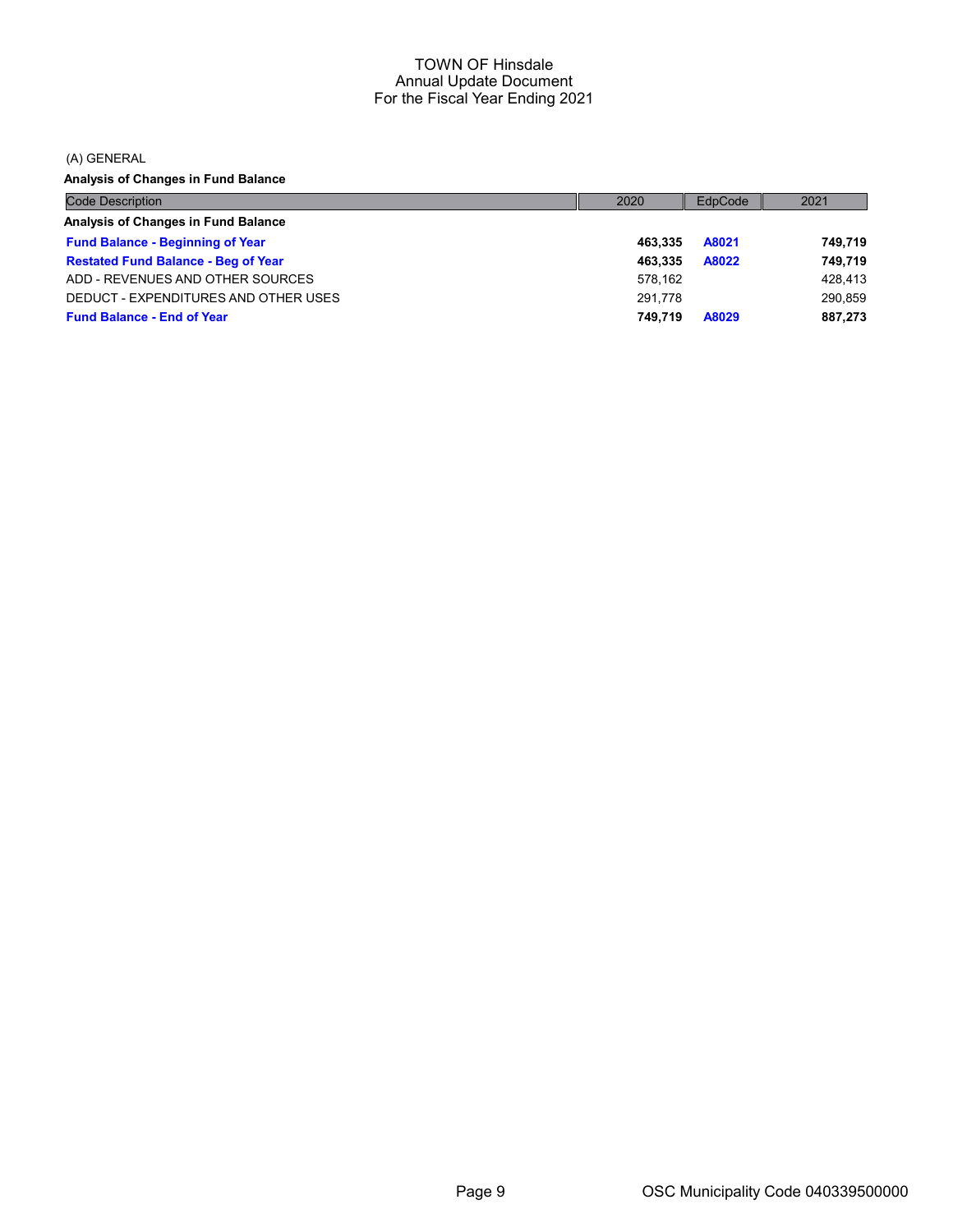# TOWN OF Hinsdale
## Annual Update Document
## For the Fiscal Year Ending 2021

(A) GENERAL

**Analysis of Changes in Fund Balance**

| Code Description | 2020 | EdpCode | 2021 |
|---|---|---|---|
| **Analysis of Changes in Fund Balance** | | | |
| **Fund Balance - Beginning of Year** | **463,335** | **A8021** | **749,719** |
| **Restated Fund Balance - Beg of Year** | **463,335** | **A8022** | **749,719** |
| ADD - REVENUES AND OTHER SOURCES | 578,162 | | 428,413 |
| DEDUCT - EXPENDITURES AND OTHER USES | 291,778 | | 290,859 |
| **Fund Balance - End of Year** | **749,719** | **A8029** | **887,273** |

OSC Municipality Code 040339500000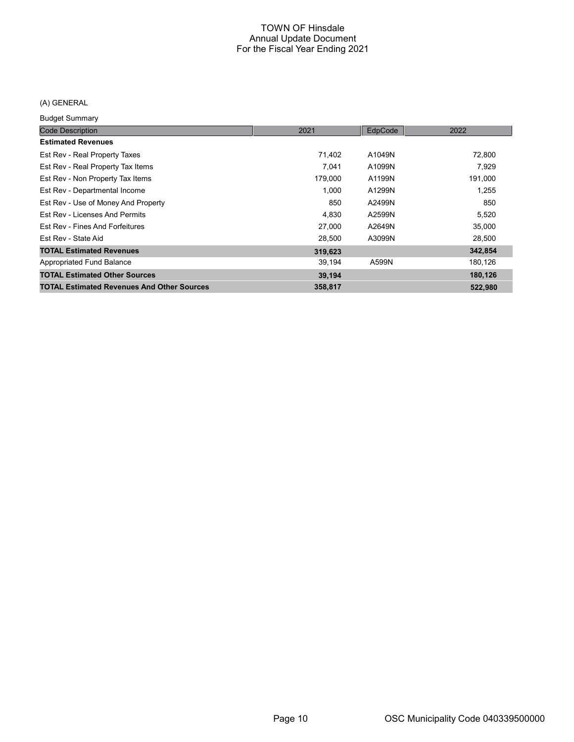# TOWN OF Hinsdale
## Annual Update Document
## For the Fiscal Year Ending 2021

(A) GENERAL

Budget Summary

| Code Description | 2021 | EdpCode | 2022 |
|---|---|---|---|
| **Estimated Revenues** | | | |
| Est Rev - Real Property Taxes | 71,402 | A1049N | 72,800 |
| Est Rev - Real Property Tax Items | 7,041 | A1099N | 7,929 |
| Est Rev - Non Property Tax Items | 179,000 | A1199N | 191,000 |
| Est Rev - Departmental Income | 1,000 | A1299N | 1,255 |
| Est Rev - Use of Money And Property | 850 | A2499N | 850 |
| Est Rev - Licenses And Permits | 4,830 | A2599N | 5,520 |
| Est Rev - Fines And Forfeitures | 27,000 | A2649N | 35,000 |
| Est Rev - State Aid | 28,500 | A3099N | 28,500 |
| **TOTAL Estimated Revenues** | **319,623** | | **342,854** |
| Appropriated Fund Balance | 39,194 | A599N | 180,126 |
| **TOTAL Estimated Other Sources** | **39,194** | | **180,126** |
| **TOTAL Estimated Revenues And Other Sources** | **358,817** | | **522,980** |

OSC Municipality Code 040339500000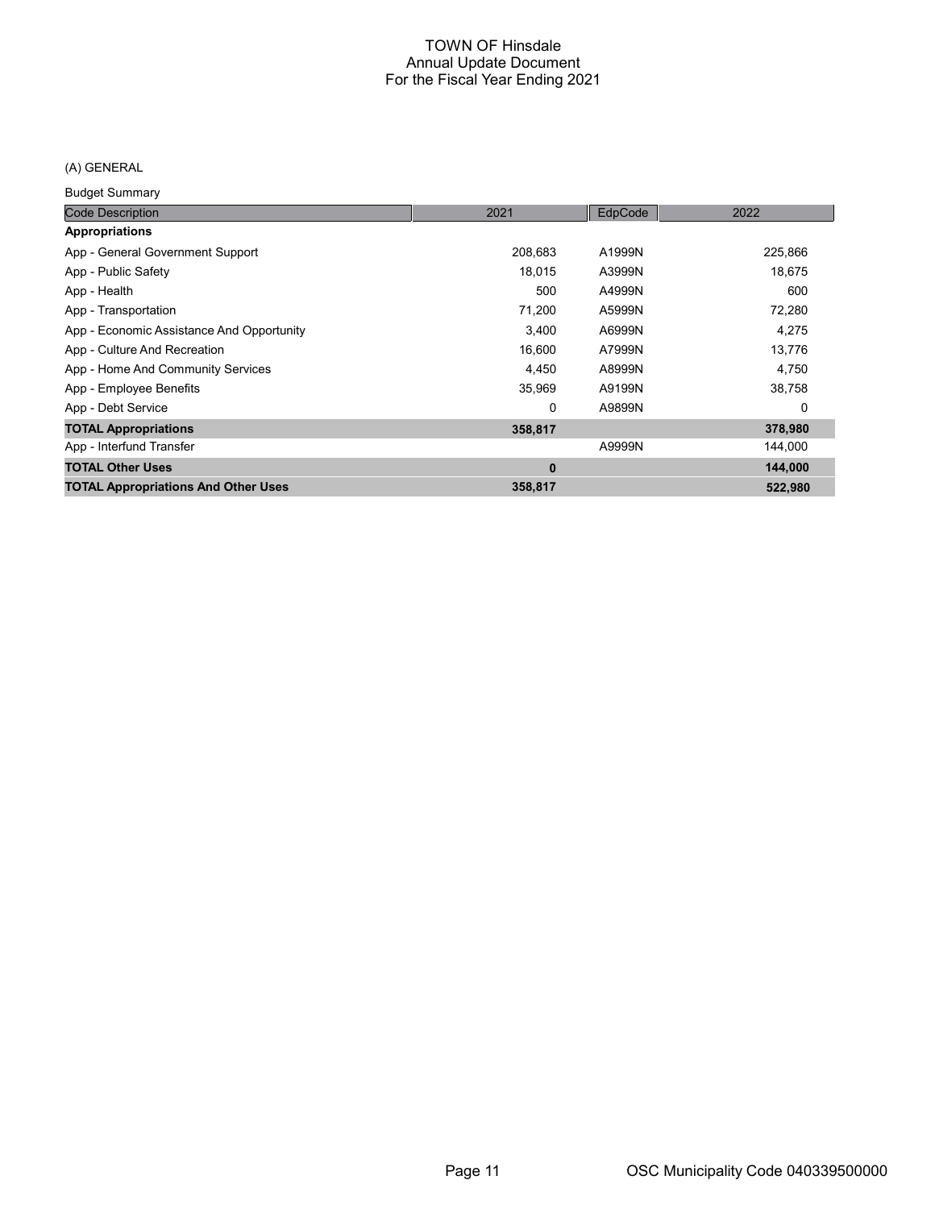# TOWN OF Hinsdale
## Annual Update Document
## For the Fiscal Year Ending 2021

(A) GENERAL

Budget Summary

| Code Description | 2021 | EdpCode | 2022 |
|---|---|---|---|
| **Appropriations** | | | |
| App - General Government Support | 208,683 | A1999N | 225,866 |
| App - Public Safety | 18,015 | A3999N | 18,675 |
| App - Health | 500 | A4999N | 600 |
| App - Transportation | 71,200 | A5999N | 72,280 |
| App - Economic Assistance And Opportunity | 3,400 | A6999N | 4,275 |
| App - Culture And Recreation | 16,600 | A7999N | 13,776 |
| App - Home And Community Services | 4,450 | A8999N | 4,750 |
| App - Employee Benefits | 35,969 | A9199N | 38,758 |
| App - Debt Service | 0 | A9899N | 0 |
| **TOTAL Appropriations** | **358,817** | | **378,980** |
| App - Interfund Transfer | | A9999N | 144,000 |
| **TOTAL Other Uses** | **0** | | **144,000** |
| **TOTAL Appropriations And Other Uses** | **358,817** | | **522,980** |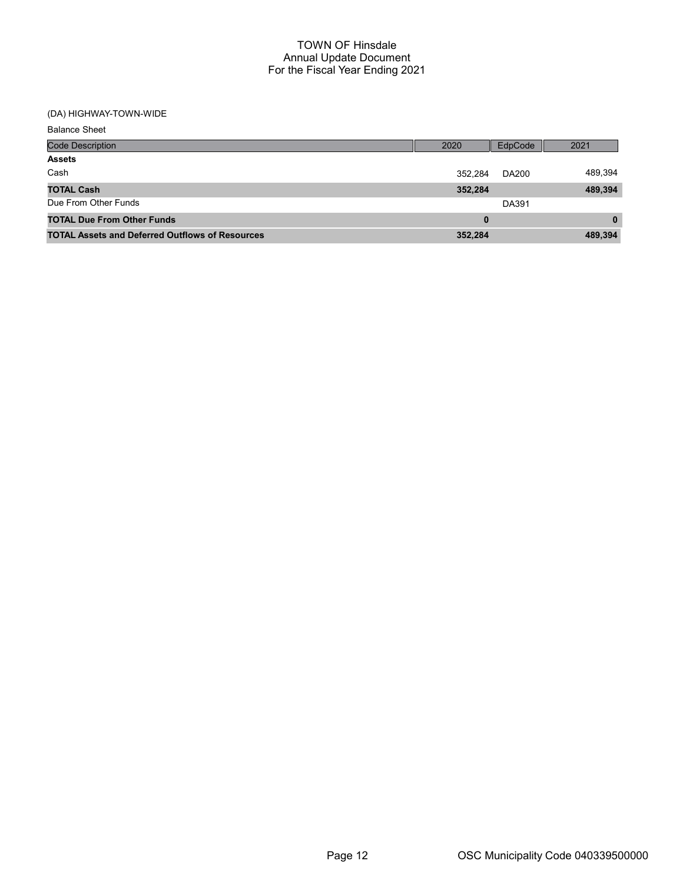# TOWN OF Hinsdale
## Annual Update Document
## For the Fiscal Year Ending 2021

(DA) HIGHWAY-TOWN-WIDE

Balance Sheet

| Code Description | 2020 | EdpCode | 2021 |
|---|---|---|---|
| **Assets** | | | |
| Cash | 352,284 | DA200 | 489,394 |
| **TOTAL Cash** | **352,284** | | **489,394** |
| Due From Other Funds | | DA391 | |
| **TOTAL Due From Other Funds** | **0** | | **0** |
| **TOTAL Assets and Deferred Outflows of Resources** | **352,284** | | **489,394** |

OSC Municipality Code 040339500000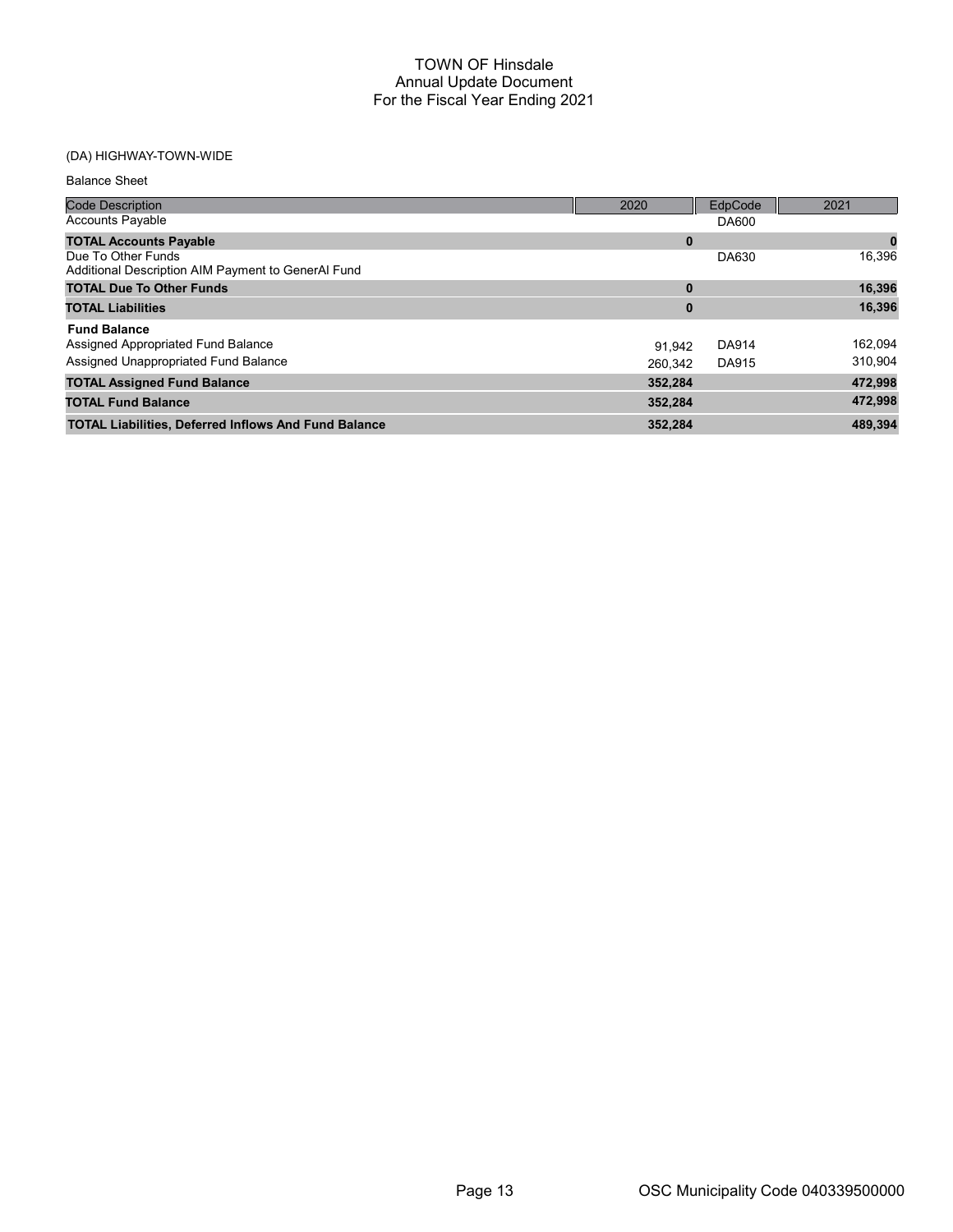# TOWN OF Hinsdale
## Annual Update Document
## For the Fiscal Year Ending 2021

(DA) HIGHWAY-TOWN-WIDE

Balance Sheet

| Code Description | 2020 | EdpCode | 2021 |
|---|---|---|---|
| Accounts Payable | | DA600 | |
| **TOTAL Accounts Payable** | **0** | | **0** |
| Due To Other Funds<br>Additional Description AIM Payment to GenerAl Fund | | DA630 | 16,396 |
| **TOTAL Due To Other Funds** | **0** | | **16,396** |
| **TOTAL Liabilities** | **0** | | **16,396** |
| **Fund Balance** | | | |
| Assigned Appropriated Fund Balance | 91,942 | DA914 | 162,094 |
| Assigned Unappropriated Fund Balance | 260,342 | DA915 | 310,904 |
| **TOTAL Assigned Fund Balance** | **352,284** | | **472,998** |
| **TOTAL Fund Balance** | **352,284** | | **472,998** |
| **TOTAL Liabilities, Deferred Inflows And Fund Balance** | **352,284** | | **489,394** |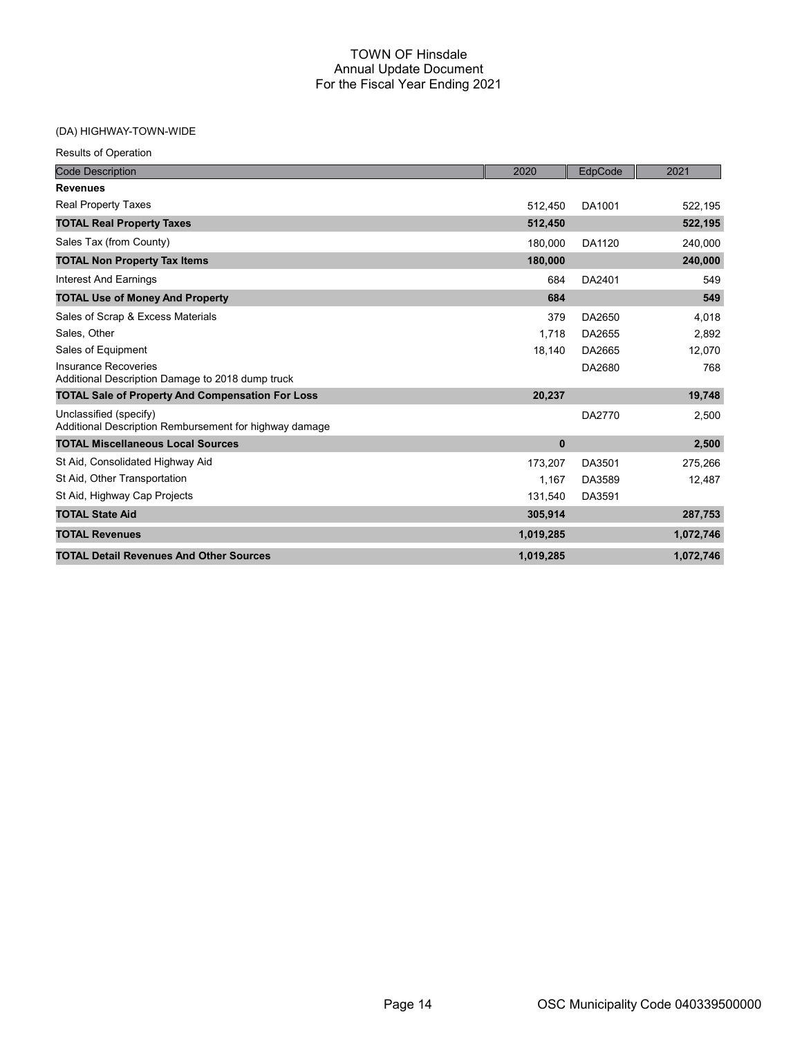# TOWN OF Hinsdale
## Annual Update Document
## For the Fiscal Year Ending 2021

(DA) HIGHWAY-TOWN-WIDE

Results of Operation

| Code Description | 2020 | EdpCode | 2021 |
|---|---|---|---|
| **Revenues** | | | |
| Real Property Taxes | 512,450 | DA1001 | 522,195 |
| **TOTAL Real Property Taxes** | **512,450** | | **522,195** |
| Sales Tax (from County) | 180,000 | DA1120 | 240,000 |
| **TOTAL Non Property Tax Items** | **180,000** | | **240,000** |
| Interest And Earnings | 684 | DA2401 | 549 |
| **TOTAL Use of Money And Property** | **684** | | **549** |
| Sales of Scrap & Excess Materials | 379 | DA2650 | 4,018 |
| Sales, Other | 1,718 | DA2655 | 2,892 |
| Sales of Equipment | 18,140 | DA2665 | 12,070 |
| Insurance Recoveries<br>Additional Description Damage to 2018 dump truck | | DA2680 | 768 |
| **TOTAL Sale of Property And Compensation For Loss** | **20,237** | | **19,748** |
| Unclassified (specify)<br>Additional Description Rembursement for highway damage | | DA2770 | 2,500 |
| **TOTAL Miscellaneous Local Sources** | **0** | | **2,500** |
| St Aid, Consolidated Highway Aid | 173,207 | DA3501 | 275,266 |
| St Aid, Other Transportation | 1,167 | DA3589 | 12,487 |
| St Aid, Highway Cap Projects | 131,540 | DA3591 | |
| **TOTAL State Aid** | **305,914** | | **287,753** |
| **TOTAL Revenues** | **1,019,285** | | **1,072,746** |
| **TOTAL Detail Revenues And Other Sources** | **1,019,285** | | **1,072,746** |

OSC Municipality Code 040339500000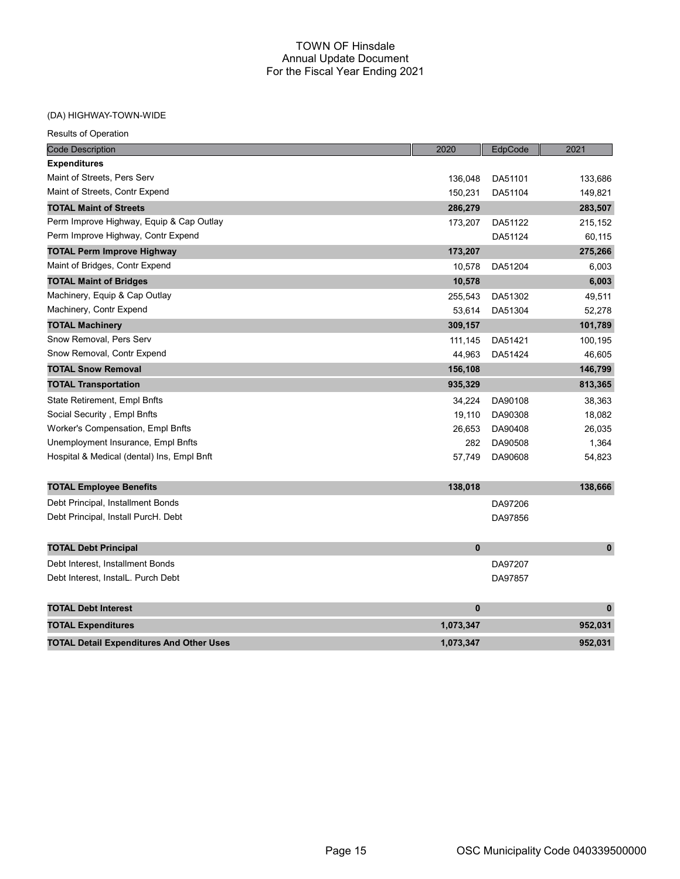# TOWN OF Hinsdale
## Annual Update Document
## For the Fiscal Year Ending 2021

(DA) HIGHWAY-TOWN-WIDE

Results of Operation

| Code Description | 2020 | EdpCode | 2021 |
|---|---|---|---|
| **Expenditures** | | | |
| Maint of Streets, Pers Serv | 136,048 | DA51101 | 133,686 |
| Maint of Streets, Contr Expend | 150,231 | DA51104 | 149,821 |
| **TOTAL Maint of Streets** | **286,279** | | **283,507** |
| Perm Improve Highway, Equip & Cap Outlay | 173,207 | DA51122 | 215,152 |
| Perm Improve Highway, Contr Expend | | DA51124 | 60,115 |
| **TOTAL Perm Improve Highway** | **173,207** | | **275,266** |
| Maint of Bridges, Contr Expend | 10,578 | DA51204 | 6,003 |
| **TOTAL Maint of Bridges** | **10,578** | | **6,003** |
| Machinery, Equip & Cap Outlay | 255,543 | DA51302 | 49,511 |
| Machinery, Contr Expend | 53,614 | DA51304 | 52,278 |
| **TOTAL Machinery** | **309,157** | | **101,789** |
| Snow Removal, Pers Serv | 111,145 | DA51421 | 100,195 |
| Snow Removal, Contr Expend | 44,963 | DA51424 | 46,605 |
| **TOTAL Snow Removal** | **156,108** | | **146,799** |
| **TOTAL Transportation** | **935,329** | | **813,365** |
| State Retirement, Empl Bnfts | 34,224 | DA90108 | 38,363 |
| Social Security , Empl Bnfts | 19,110 | DA90308 | 18,082 |
| Worker's Compensation, Empl Bnfts | 26,653 | DA90408 | 26,035 |
| Unemployment Insurance, Empl Bnfts | 282 | DA90508 | 1,364 |
| Hospital & Medical (dental) Ins, Empl Bnft | 57,749 | DA90608 | 54,823 |
| **TOTAL Employee Benefits** | **138,018** | | **138,666** |
| Debt Principal, Installment Bonds | | DA97206 | |
| Debt Principal, Install PurcH. Debt | | DA97856 | |
| **TOTAL Debt Principal** | **0** | | **0** |
| Debt Interest, Installment Bonds | | DA97207 | |
| Debt Interest, InstalL. Purch Debt | | DA97857 | |
| **TOTAL Debt Interest** | **0** | | **0** |
| **TOTAL Expenditures** | **1,073,347** | | **952,031** |
| **TOTAL Detail Expenditures And Other Uses** | **1,073,347** | | **952,031** |

OSC Municipality Code 040339500000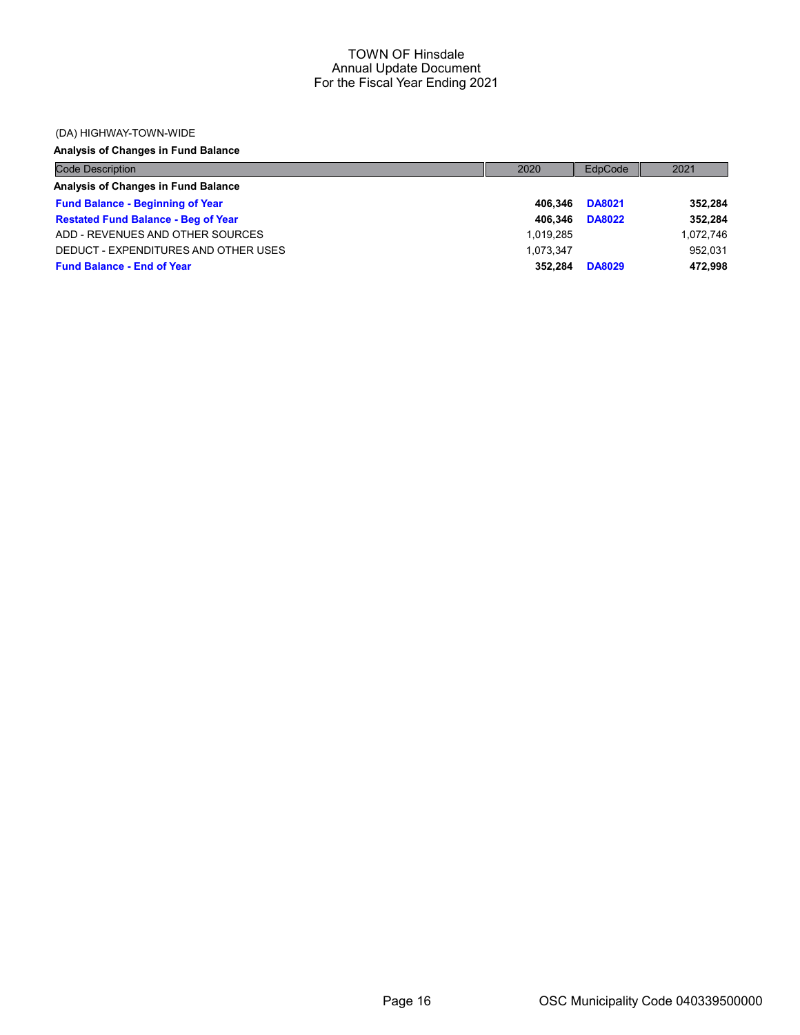TOWN OF Hinsdale
Annual Update Document
For the Fiscal Year Ending 2021

(DA) HIGHWAY-TOWN-WIDE

**Analysis of Changes in Fund Balance**

| Code Description | 2020 | EdpCode | 2021 |
|---|---|---|---|
| **Analysis of Changes in Fund Balance** | | | |
| **Fund Balance - Beginning of Year** | **406,346** | **DA8021** | **352,284** |
| **Restated Fund Balance - Beg of Year** | **406,346** | **DA8022** | **352,284** |
| ADD - REVENUES AND OTHER SOURCES | 1,019,285 | | 1,072,746 |
| DEDUCT - EXPENDITURES AND OTHER USES | 1,073,347 | | 952,031 |
| **Fund Balance - End of Year** | **352,284** | **DA8029** | **472,998** |

OSC Municipality Code 040339500000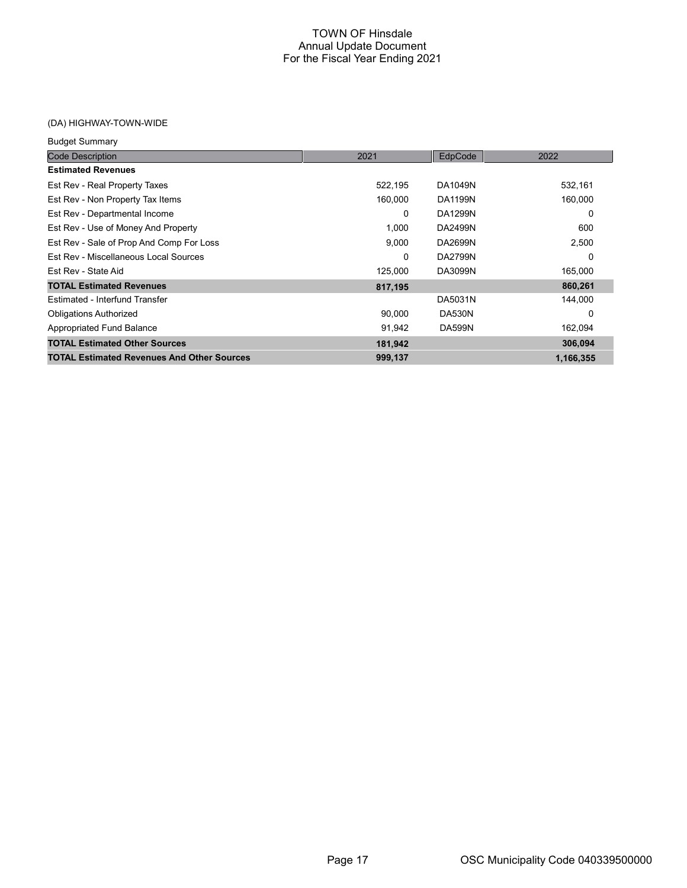# TOWN OF Hinsdale
## Annual Update Document
## For the Fiscal Year Ending 2021

(DA) HIGHWAY-TOWN-WIDE

Budget Summary

| Code Description | 2021 | EdpCode | 2022 |
|---|---|---|---|
| **Estimated Revenues** | | | |
| Est Rev - Real Property Taxes | 522,195 | DA1049N | 532,161 |
| Est Rev - Non Property Tax Items | 160,000 | DA1199N | 160,000 |
| Est Rev - Departmental Income | 0 | DA1299N | 0 |
| Est Rev - Use of Money And Property | 1,000 | DA2499N | 600 |
| Est Rev - Sale of Prop And Comp For Loss | 9,000 | DA2699N | 2,500 |
| Est Rev - Miscellaneous Local Sources | 0 | DA2799N | 0 |
| Est Rev - State Aid | 125,000 | DA3099N | 165,000 |
| **TOTAL Estimated Revenues** | **817,195** | | **860,261** |
| Estimated - Interfund Transfer | | DA5031N | 144,000 |
| Obligations Authorized | 90,000 | DA530N | 0 |
| Appropriated Fund Balance | 91,942 | DA599N | 162,094 |
| **TOTAL Estimated Other Sources** | **181,942** | | **306,094** |
| **TOTAL Estimated Revenues And Other Sources** | **999,137** | | **1,166,355** |

OSC Municipality Code 040339500000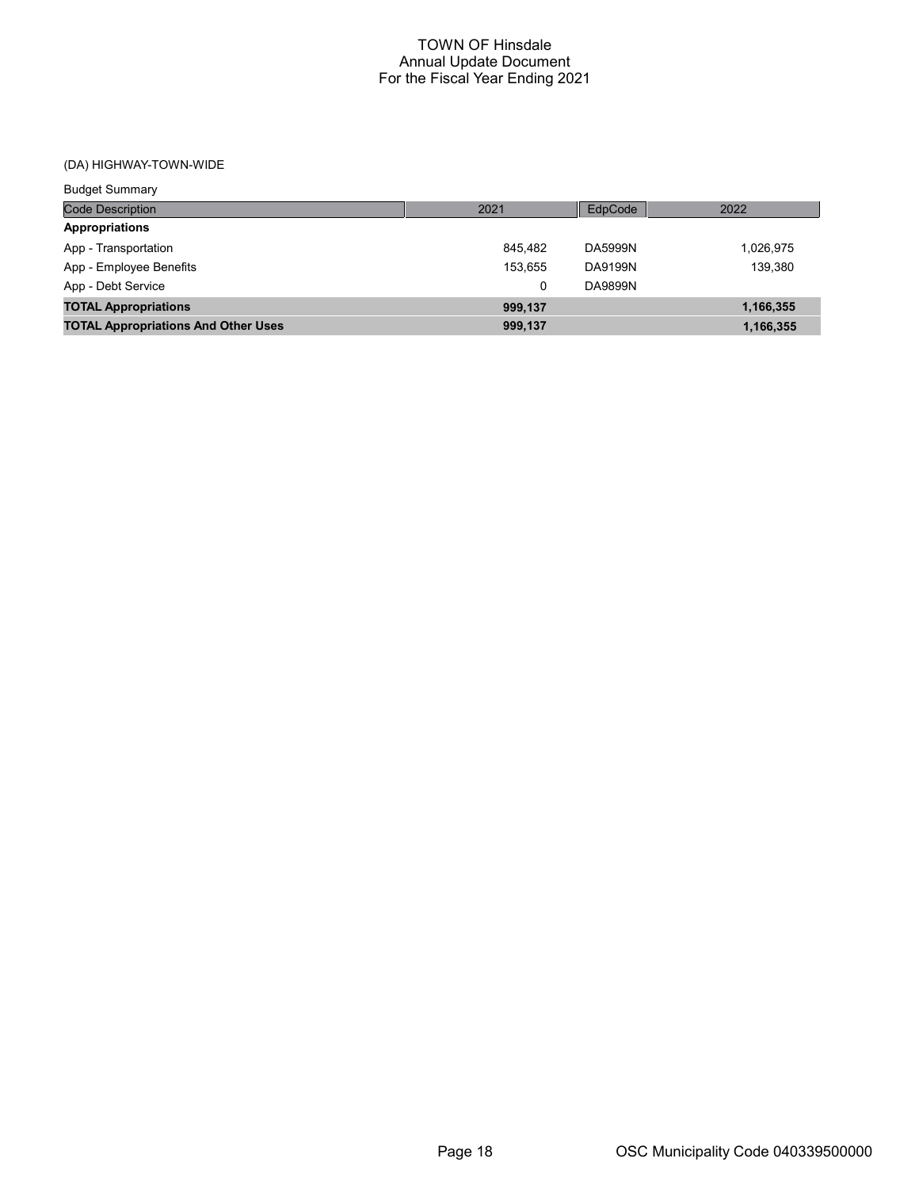(DA) HIGHWAY-TOWN-WIDE

Budget Summary

| Code Description | 2021 | EdpCode | 2022 |
|---|---|---|---|
| **Appropriations** | | | |
| App - Transportation | 845,482 | DA5999N | 1,026,975 |
| App - Employee Benefits | 153,655 | DA9199N | 139,380 |
| App - Debt Service | 0 | DA9899N | |
| **TOTAL Appropriations** | **999,137** | | **1,166,355** |
| **TOTAL Appropriations And Other Uses** | **999,137** | | **1,166,355** |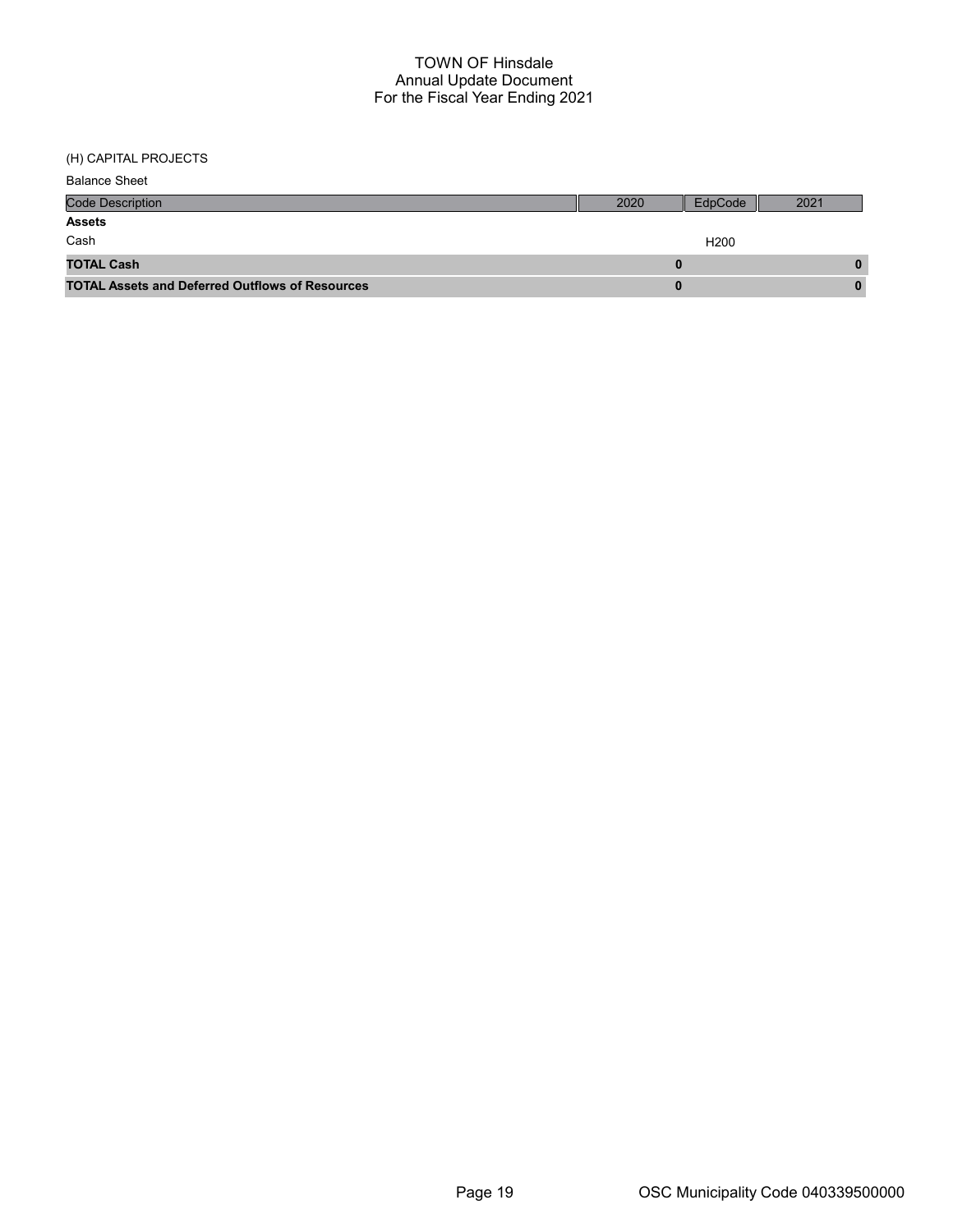# TOWN OF Hinsdale
## Annual Update Document
## For the Fiscal Year Ending 2021

(H) CAPITAL PROJECTS

Balance Sheet

| Code Description | 2020 | EdpCode | 2021 |
|---|---|---|---|
| **Assets** | | | |
| Cash | | H200 | |
| **TOTAL Cash** | **0** | | **0** |
| **TOTAL Assets and Deferred Outflows of Resources** | **0** | | **0** |

OSC Municipality Code 040339500000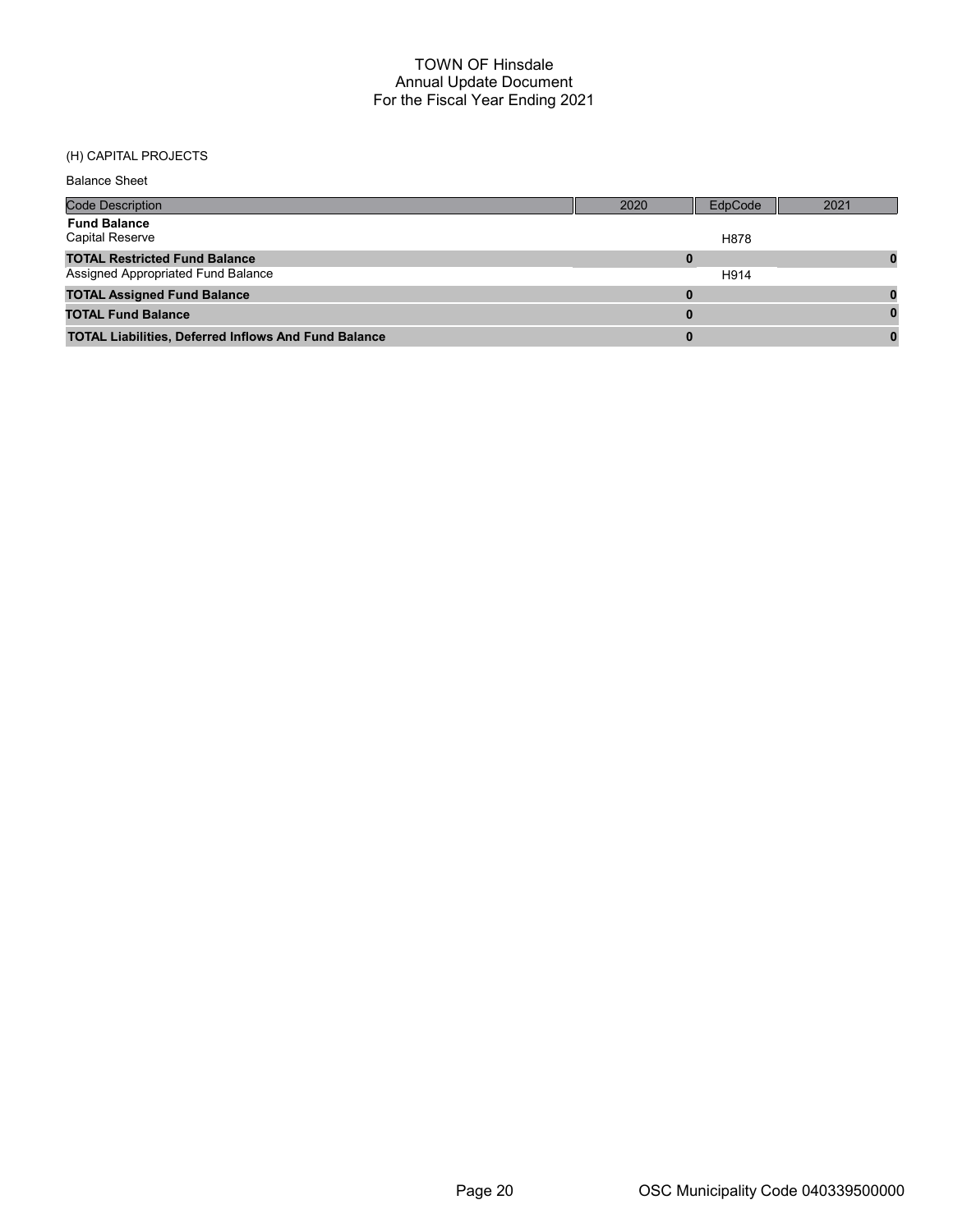# TOWN OF Hinsdale
## Annual Update Document
## For the Fiscal Year Ending 2021

(H) CAPITAL PROJECTS

Balance Sheet

| Code Description | 2020 | EdpCode | 2021 |
|---|---|---|---|
| **Fund Balance** | | | |
| Capital Reserve | | H878 | |
| **TOTAL Restricted Fund Balance** | **0** | | **0** |
| Assigned Appropriated Fund Balance | | H914 | |
| **TOTAL Assigned Fund Balance** | **0** | | **0** |
| **TOTAL Fund Balance** | **0** | | **0** |
| **TOTAL Liabilities, Deferred Inflows And Fund Balance** | **0** | | **0** |

OSC Municipality Code 040339500000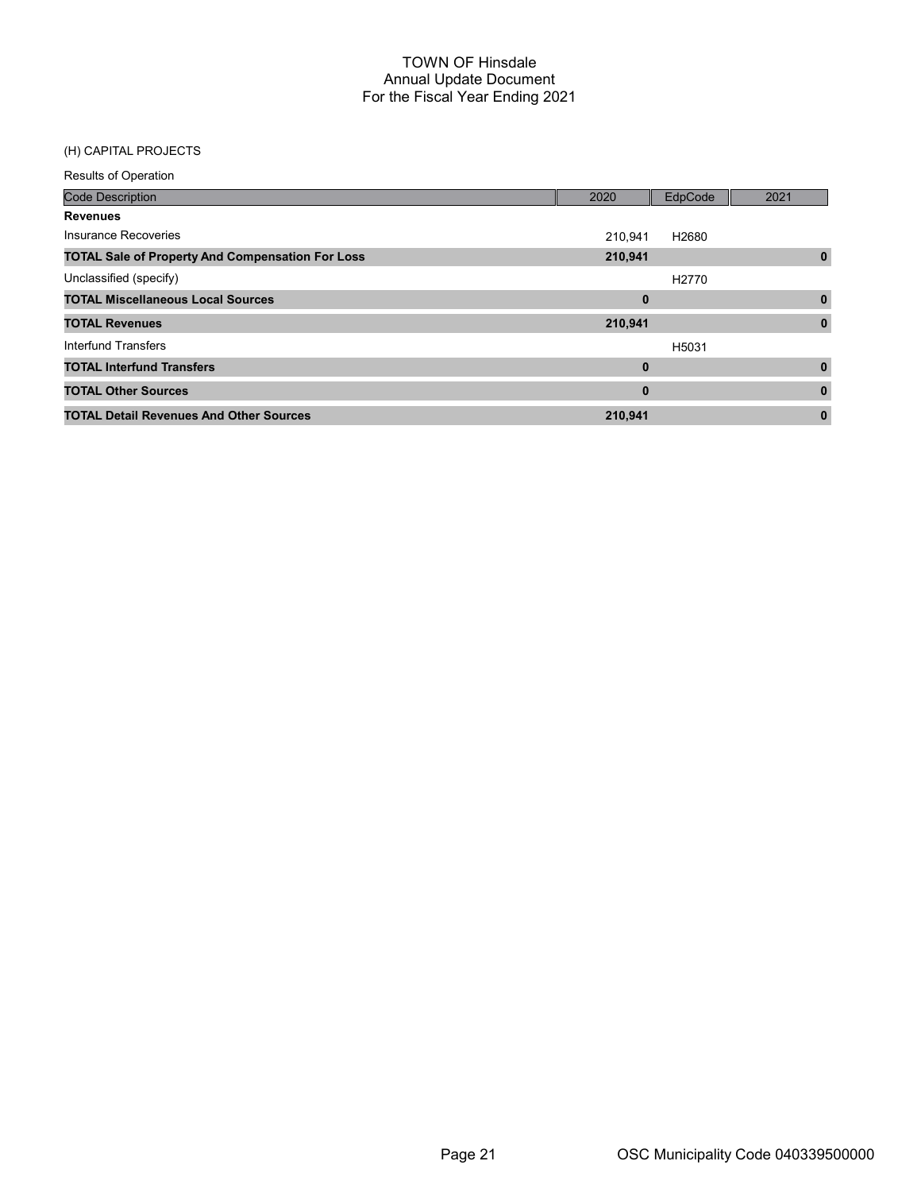# TOWN OF Hinsdale
## Annual Update Document
## For the Fiscal Year Ending 2021

(H) CAPITAL PROJECTS

Results of Operation

| Code Description | 2020 | EdpCode | 2021 |
|---|---|---|---|
| **Revenues** | | | |
| Insurance Recoveries | 210,941 | H2680 | |
| **TOTAL Sale of Property And Compensation For Loss** | **210,941** | | **0** |
| Unclassified (specify) | | H2770 | |
| **TOTAL Miscellaneous Local Sources** | **0** | | **0** |
| **TOTAL Revenues** | **210,941** | | **0** |
| Interfund Transfers | | H5031 | |
| **TOTAL Interfund Transfers** | **0** | | **0** |
| **TOTAL Other Sources** | **0** | | **0** |
| **TOTAL Detail Revenues And Other Sources** | **210,941** | | **0** |

OSC Municipality Code 040339500000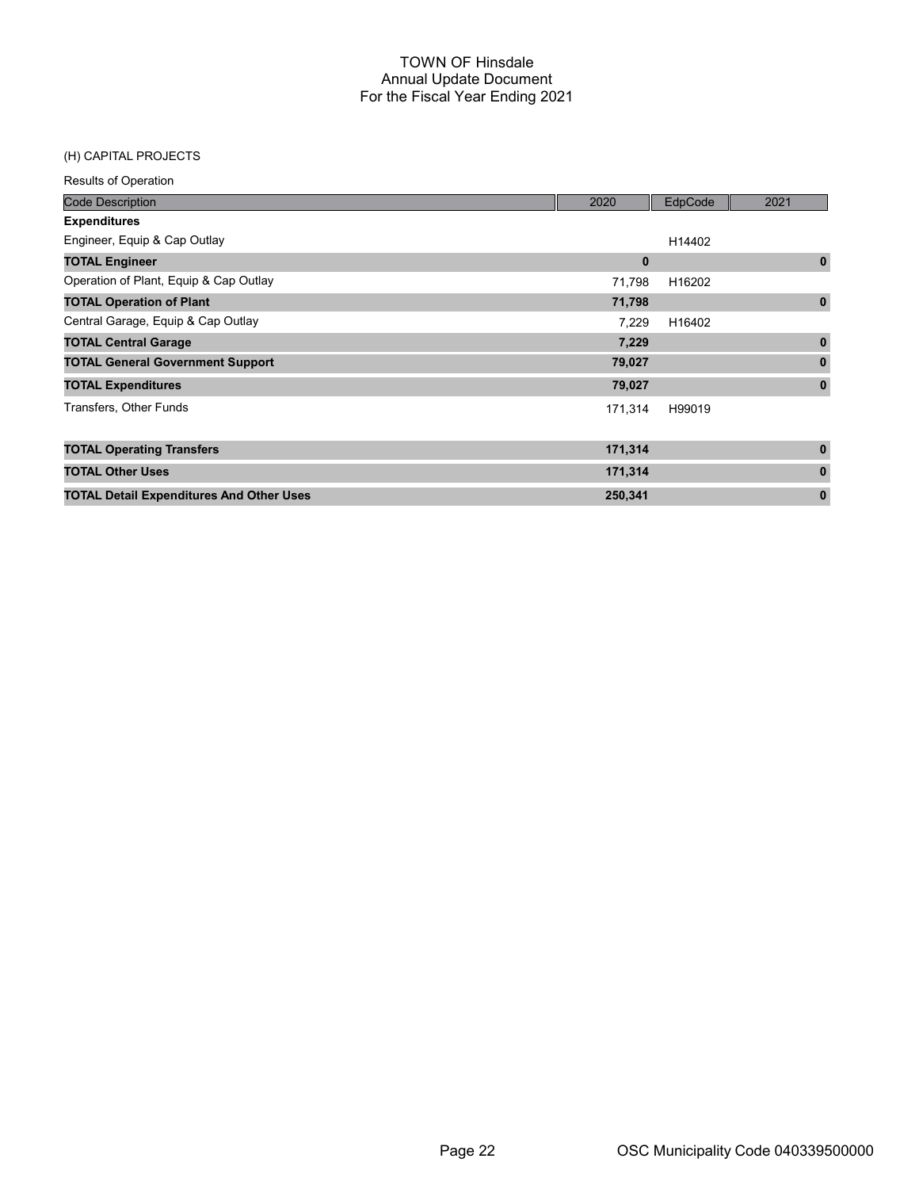# TOWN OF Hinsdale
## Annual Update Document
## For the Fiscal Year Ending 2021

(H) CAPITAL PROJECTS

Results of Operation

| Code Description | 2020 | EdpCode | 2021 |
|---|---|---|---|
| **Expenditures** | | | |
| Engineer, Equip & Cap Outlay | | H14402 | |
| **TOTAL Engineer** | **0** | | **0** |
| Operation of Plant, Equip & Cap Outlay | 71,798 | H16202 | |
| **TOTAL Operation of Plant** | **71,798** | | **0** |
| Central Garage, Equip & Cap Outlay | 7,229 | H16402 | |
| **TOTAL Central Garage** | **7,229** | | **0** |
| **TOTAL General Government Support** | **79,027** | | **0** |
| **TOTAL Expenditures** | **79,027** | | **0** |
| Transfers, Other Funds | 171,314 | H99019 | |
| **TOTAL Operating Transfers** | **171,314** | | **0** |
| **TOTAL Other Uses** | **171,314** | | **0** |
| **TOTAL Detail Expenditures And Other Uses** | **250,341** | | **0** |

OSC Municipality Code 040339500000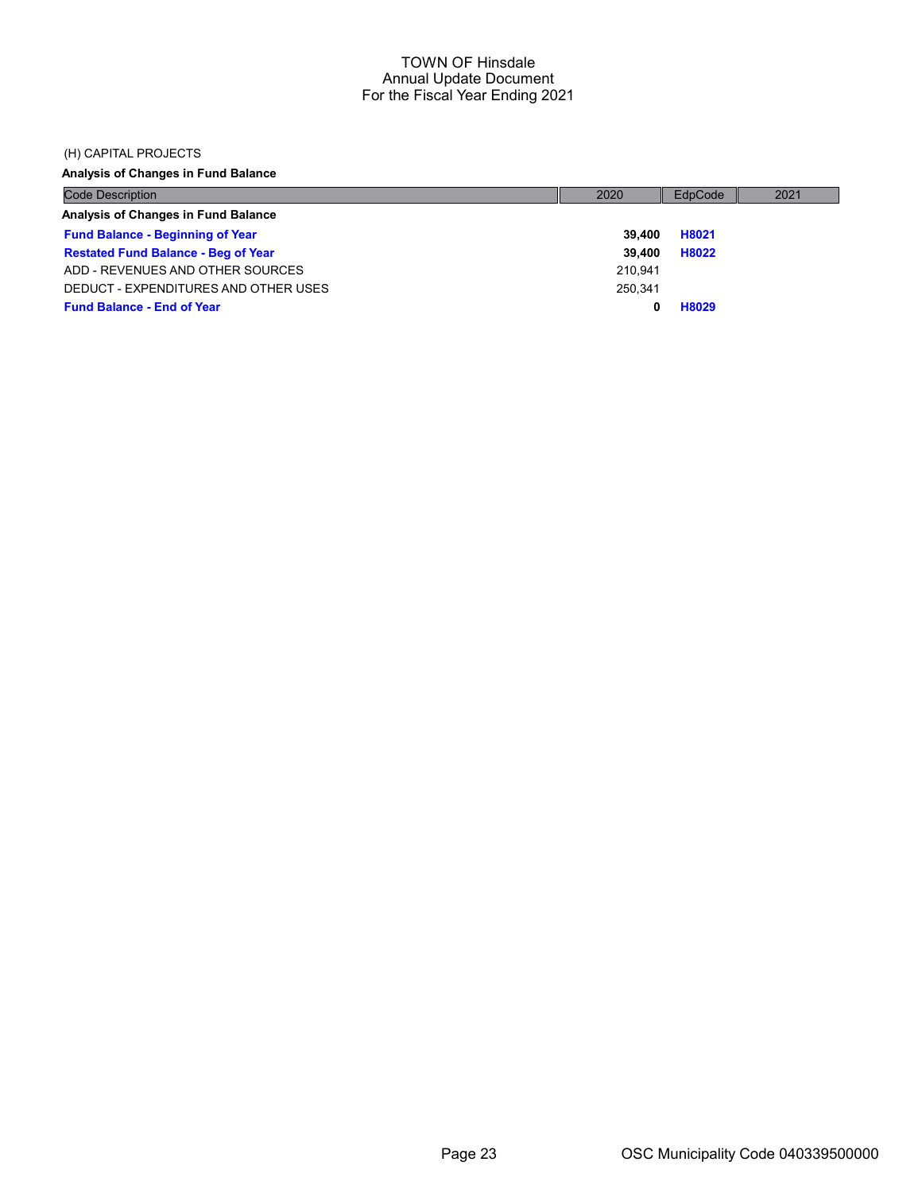TOWN OF Hinsdale
Annual Update Document
For the Fiscal Year Ending 2021

(H) CAPITAL PROJECTS

**Analysis of Changes in Fund Balance**

| Code Description | 2020 | EdpCode | 2021 |
|---|---|---|---|
| **Analysis of Changes in Fund Balance** | | | |
| **Fund Balance - Beginning of Year** | **39,400** | **H8021** | |
| **Restated Fund Balance - Beg of Year** | **39,400** | **H8022** | |
| ADD - REVENUES AND OTHER SOURCES | 210,941 | | |
| DEDUCT - EXPENDITURES AND OTHER USES | 250,341 | | |
| **Fund Balance - End of Year** | **0** | **H8029** | |

OSC Municipality Code 040339500000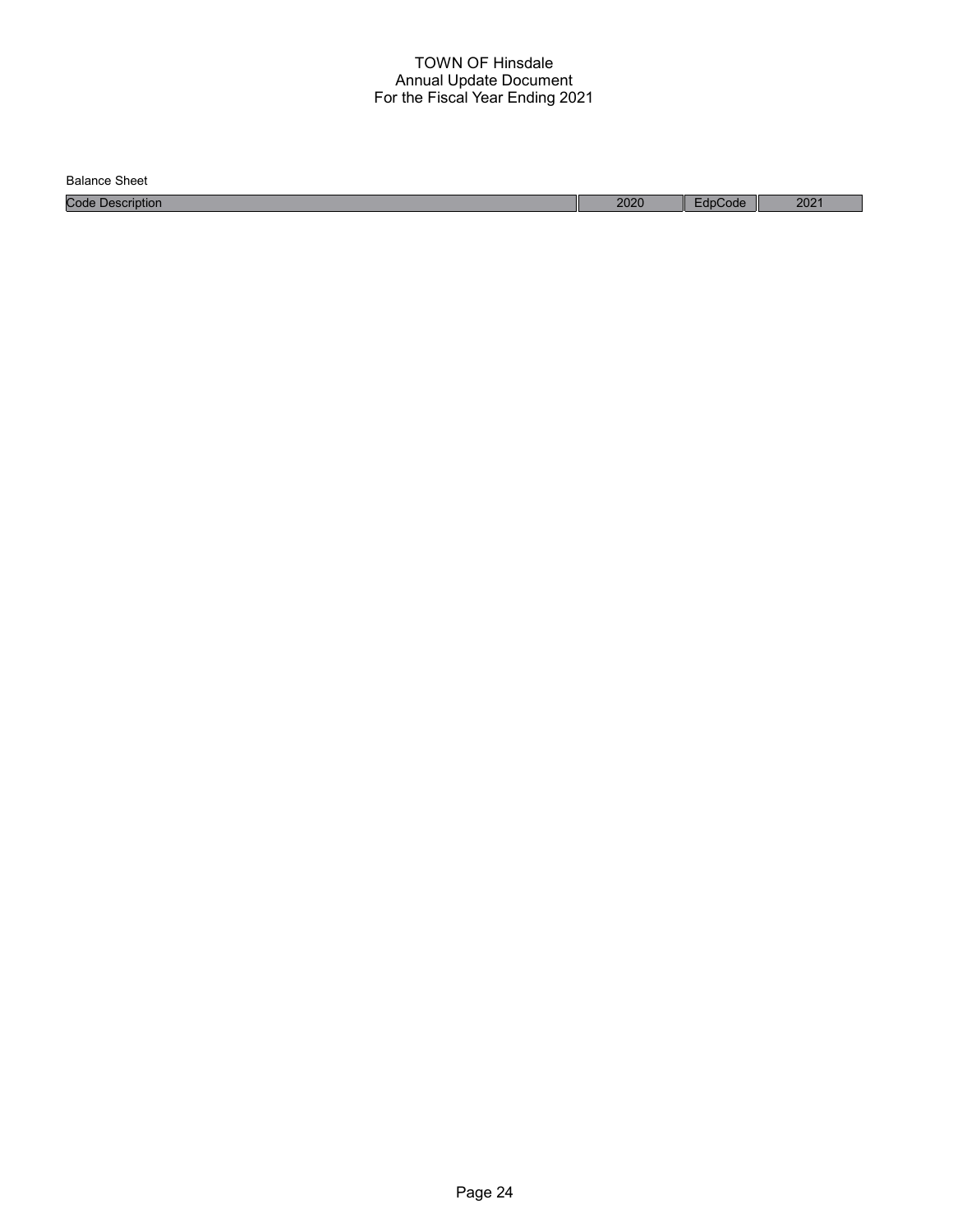# TOWN OF Hinsdale
## Annual Update Document
## For the Fiscal Year Ending 2021

Balance Sheet

| Code Description | 2020 | EdpCode | 2021 |
|---|---|---|---|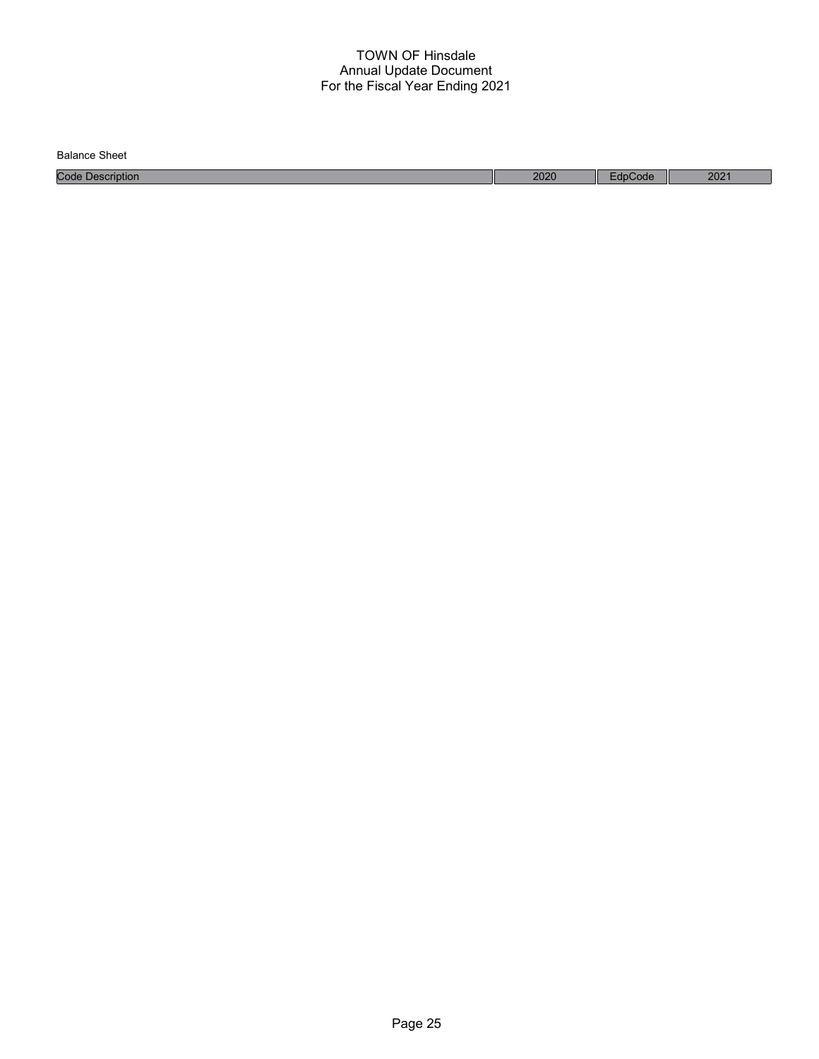# TOWN OF Hinsdale
## Annual Update Document
## For the Fiscal Year Ending 2021

Balance Sheet

| Code Description | 2020 | EdpCode | 2021 |
|---|---|---|---|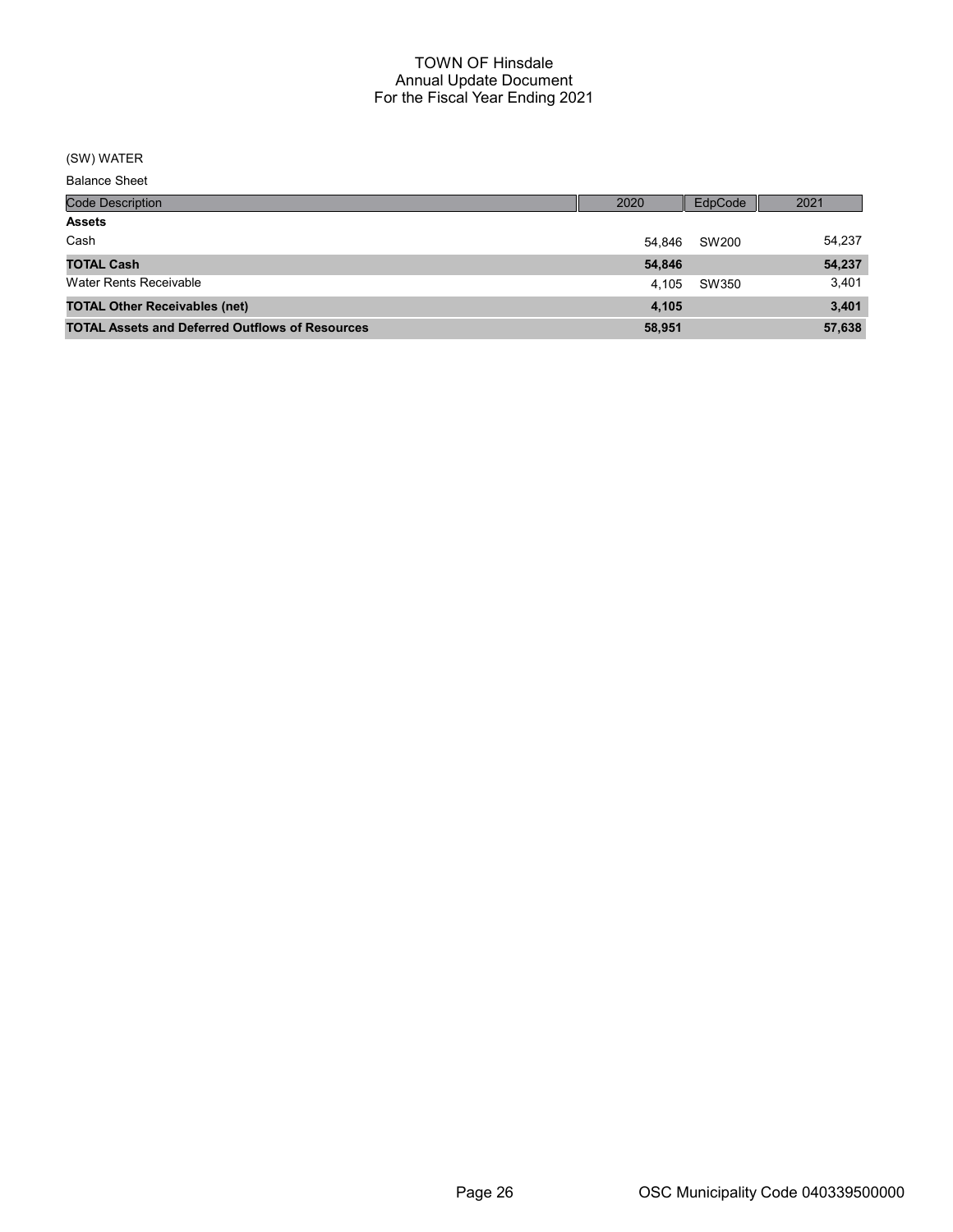# TOWN OF Hinsdale
## Annual Update Document
## For the Fiscal Year Ending 2021

(SW) WATER

Balance Sheet

| Code Description | 2020 | EdpCode | 2021 |
|---|---|---|---|
| **Assets** | | | |
| Cash | 54,846 | SW200 | 54,237 |
| **TOTAL Cash** | **54,846** | | **54,237** |
| Water Rents Receivable | 4,105 | SW350 | 3,401 |
| **TOTAL Other Receivables (net)** | **4,105** | | **3,401** |
| **TOTAL Assets and Deferred Outflows of Resources** | **58,951** | | **57,638** |

OSC Municipality Code 040339500000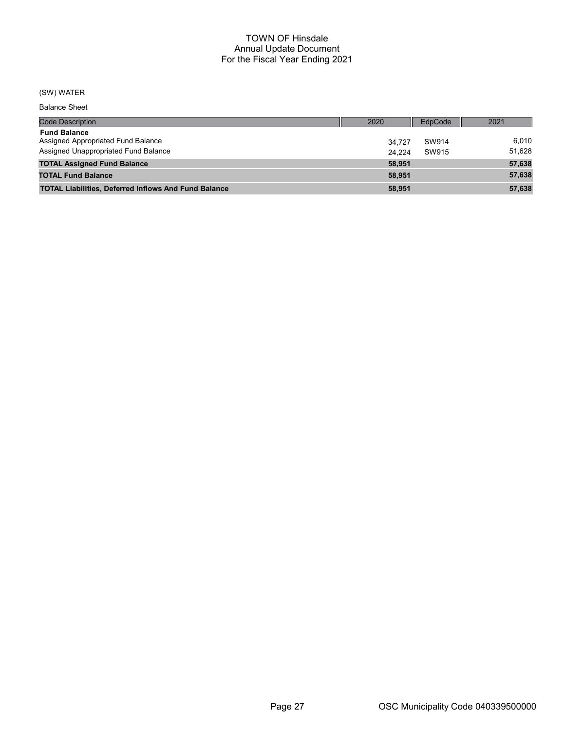# TOWN OF Hinsdale
## Annual Update Document
## For the Fiscal Year Ending 2021

(SW) WATER

Balance Sheet

| Code Description | 2020 | EdpCode | 2021 |
|---|---|---|---|
| **Fund Balance** | | | |
| Assigned Appropriated Fund Balance | 34,727 | SW914 | 6,010 |
| Assigned Unappropriated Fund Balance | 24,224 | SW915 | 51,628 |
| **TOTAL Assigned Fund Balance** | **58,951** | | **57,638** |
| **TOTAL Fund Balance** | **58,951** | | **57,638** |
| **TOTAL Liabilities, Deferred Inflows And Fund Balance** | **58,951** | | **57,638** |

OSC Municipality Code 040339500000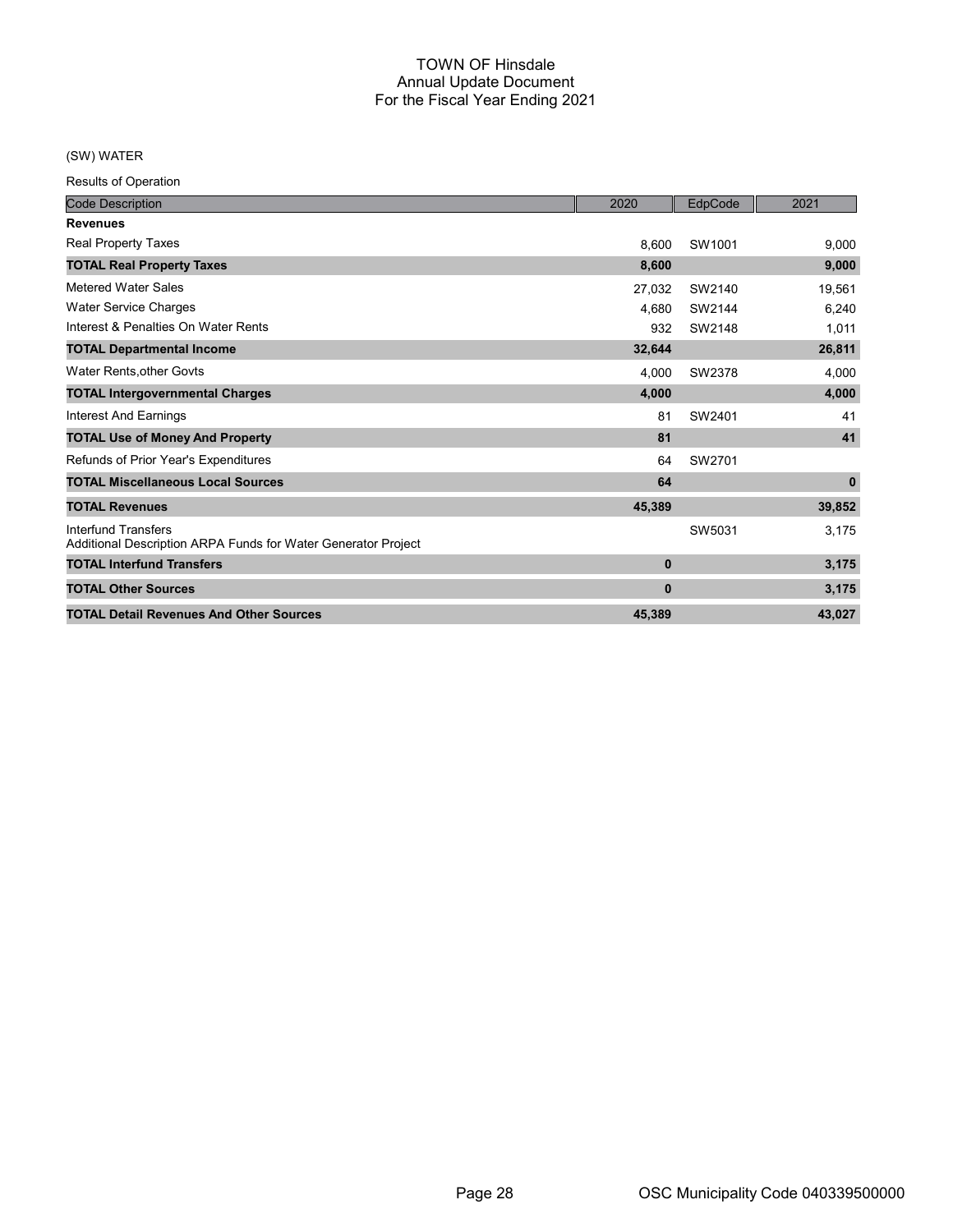# TOWN OF Hinsdale
## Annual Update Document
## For the Fiscal Year Ending 2021

(SW) WATER

Results of Operation

| Code Description | 2020 | EdpCode | 2021 |
|---|---|---|---|
| **Revenues** | | | |
| Real Property Taxes | 8,600 | SW1001 | 9,000 |
| **TOTAL Real Property Taxes** | **8,600** | | **9,000** |
| Metered Water Sales | 27,032 | SW2140 | 19,561 |
| Water Service Charges | 4,680 | SW2144 | 6,240 |
| Interest & Penalties On Water Rents | 932 | SW2148 | 1,011 |
| **TOTAL Departmental Income** | **32,644** | | **26,811** |
| Water Rents,other Govts | 4,000 | SW2378 | 4,000 |
| **TOTAL Intergovernmental Charges** | **4,000** | | **4,000** |
| Interest And Earnings | 81 | SW2401 | 41 |
| **TOTAL Use of Money And Property** | **81** | | **41** |
| Refunds of Prior Year's Expenditures | 64 | SW2701 | |
| **TOTAL Miscellaneous Local Sources** | **64** | | **0** |
| **TOTAL Revenues** | **45,389** | | **39,852** |
| Interfund Transfers<br>Additional Description ARPA Funds for Water Generator Project | | SW5031 | 3,175 |
| **TOTAL Interfund Transfers** | **0** | | **3,175** |
| **TOTAL Other Sources** | **0** | | **3,175** |
| **TOTAL Detail Revenues And Other Sources** | **45,389** | | **43,027** |

OSC Municipality Code 040339500000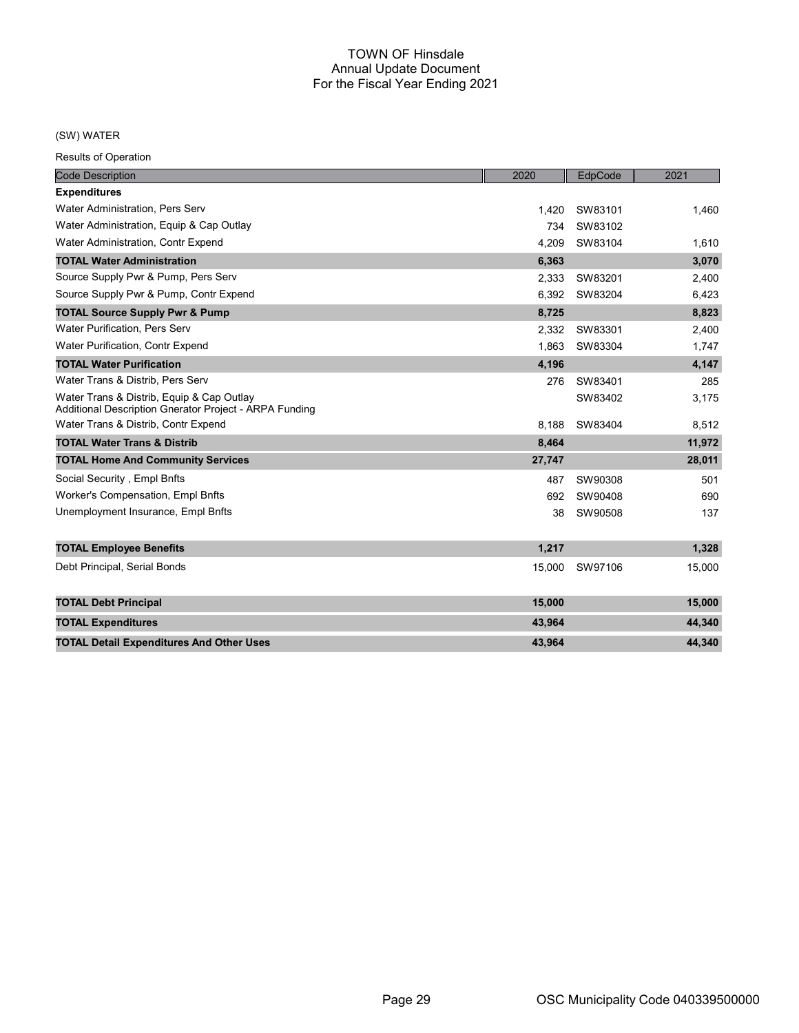# TOWN OF Hinsdale
## Annual Update Document
## For the Fiscal Year Ending 2021

(SW) WATER

Results of Operation

| Code Description | 2020 | EdpCode | 2021 |
|---|---|---|---|
| **Expenditures** | | | |
| Water Administration, Pers Serv | 1,420 | SW83101 | 1,460 |
| Water Administration, Equip & Cap Outlay | 734 | SW83102 | |
| Water Administration, Contr Expend | 4,209 | SW83104 | 1,610 |
| **TOTAL Water Administration** | **6,363** | | **3,070** |
| Source Supply Pwr & Pump, Pers Serv | 2,333 | SW83201 | 2,400 |
| Source Supply Pwr & Pump, Contr Expend | 6,392 | SW83204 | 6,423 |
| **TOTAL Source Supply Pwr & Pump** | **8,725** | | **8,823** |
| Water Purification, Pers Serv | 2,332 | SW83301 | 2,400 |
| Water Purification, Contr Expend | 1,863 | SW83304 | 1,747 |
| **TOTAL Water Purification** | **4,196** | | **4,147** |
| Water Trans & Distrib, Pers Serv | 276 | SW83401 | 285 |
| Water Trans & Distrib, Equip & Cap Outlay<br>Additional Description Gnerator Project - ARPA Funding | | SW83402 | 3,175 |
| Water Trans & Distrib, Contr Expend | 8,188 | SW83404 | 8,512 |
| **TOTAL Water Trans & Distrib** | **8,464** | | **11,972** |
| **TOTAL Home And Community Services** | **27,747** | | **28,011** |
| Social Security , Empl Bnfts | 487 | SW90308 | 501 |
| Worker's Compensation, Empl Bnfts | 692 | SW90408 | 690 |
| Unemployment Insurance, Empl Bnfts | 38 | SW90508 | 137 |
| **TOTAL Employee Benefits** | **1,217** | | **1,328** |
| Debt Principal, Serial Bonds | 15,000 | SW97106 | 15,000 |
| **TOTAL Debt Principal** | **15,000** | | **15,000** |
| **TOTAL Expenditures** | **43,964** | | **44,340** |
| **TOTAL Detail Expenditures And Other Uses** | **43,964** | | **44,340** |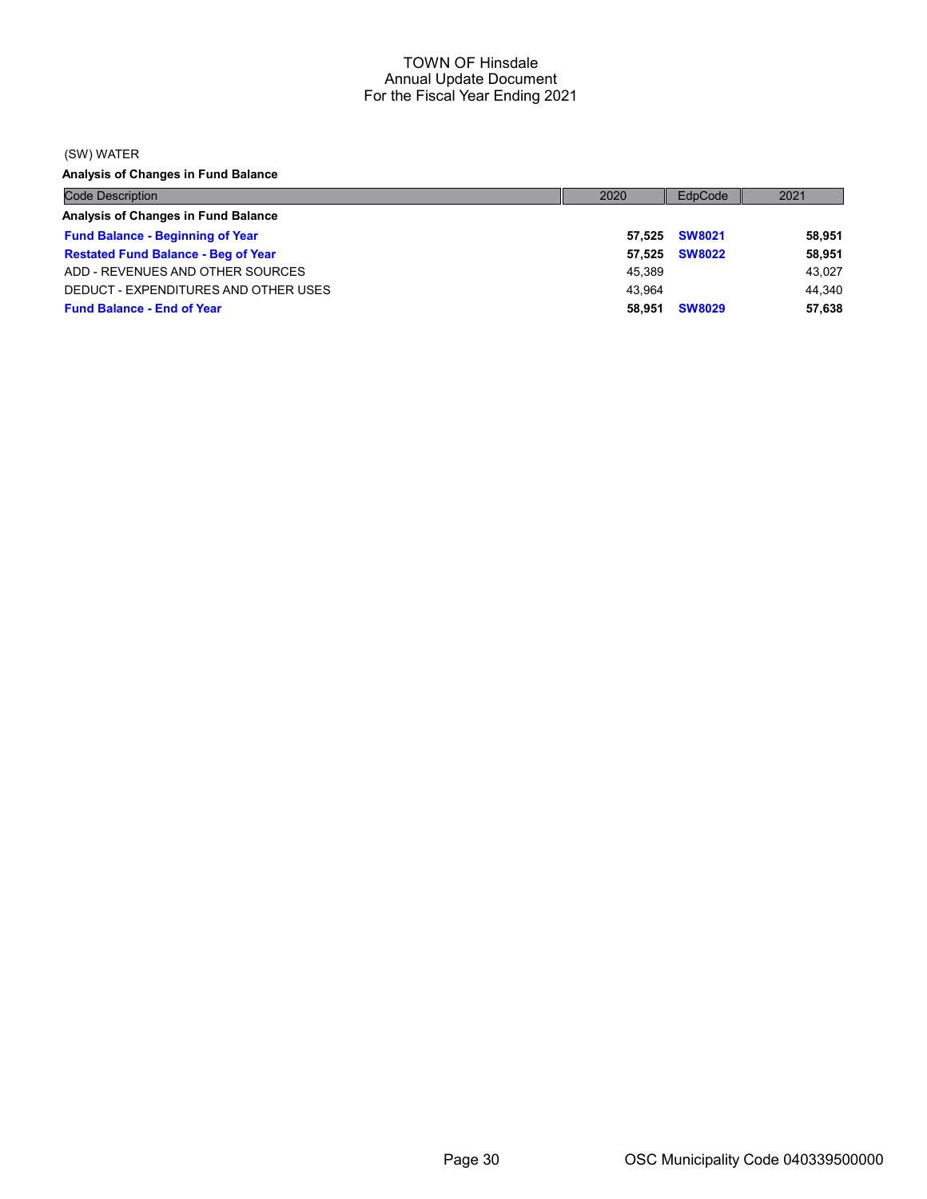TOWN OF Hinsdale
Annual Update Document
For the Fiscal Year Ending 2021

(SW) WATER

**Analysis of Changes in Fund Balance**

| Code Description | 2020 | EdpCode | 2021 |
|---|---|---|---|
| **Analysis of Changes in Fund Balance** | | | |
| **Fund Balance - Beginning of Year** | **57,525** | **SW8021** | **58,951** |
| **Restated Fund Balance - Beg of Year** | **57,525** | **SW8022** | **58,951** |
| ADD - REVENUES AND OTHER SOURCES | 45,389 | | 43,027 |
| DEDUCT - EXPENDITURES AND OTHER USES | 43,964 | | 44,340 |
| **Fund Balance - End of Year** | **58,951** | **SW8029** | **57,638** |

OSC Municipality Code 040339500000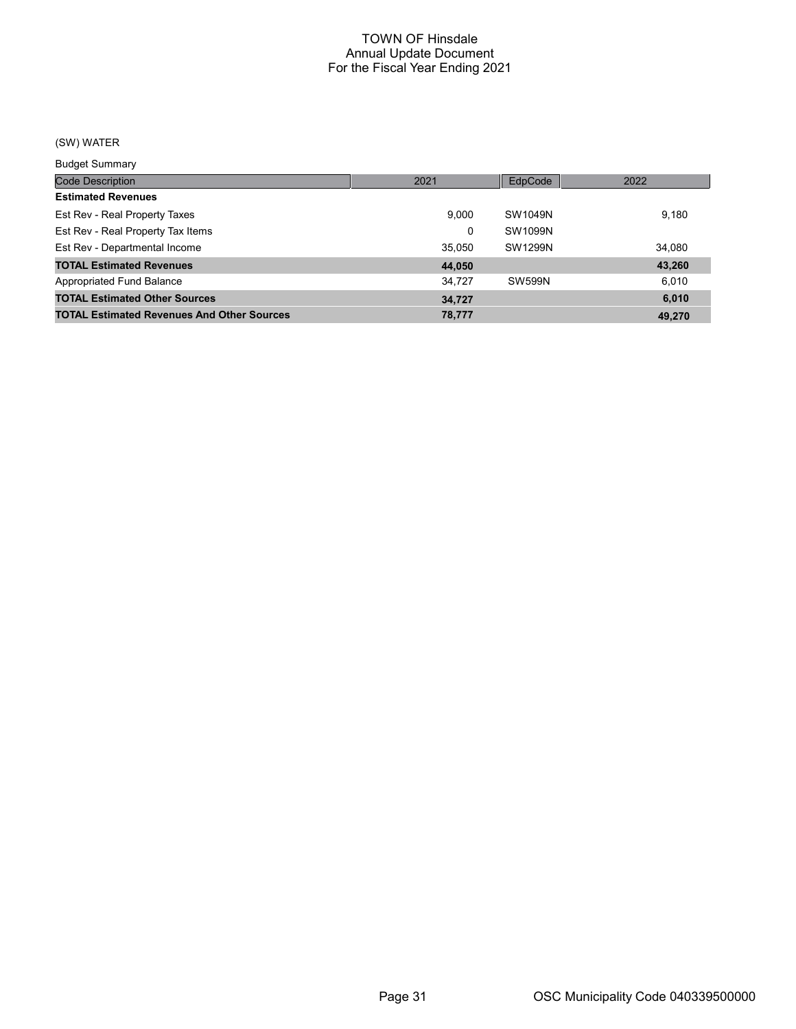# TOWN OF Hinsdale
## Annual Update Document
## For the Fiscal Year Ending 2021

(SW) WATER

Budget Summary

| Code Description | 2021 | EdpCode | 2022 |
|---|---|---|---|
| **Estimated Revenues** | | | |
| Est Rev - Real Property Taxes | 9,000 | SW1049N | 9,180 |
| Est Rev - Real Property Tax Items | 0 | SW1099N | |
| Est Rev - Departmental Income | 35,050 | SW1299N | 34,080 |
| **TOTAL Estimated Revenues** | **44,050** | | **43,260** |
| Appropriated Fund Balance | 34,727 | SW599N | 6,010 |
| **TOTAL Estimated Other Sources** | **34,727** | | **6,010** |
| **TOTAL Estimated Revenues And Other Sources** | **78,777** | | **49,270** |

OSC Municipality Code 040339500000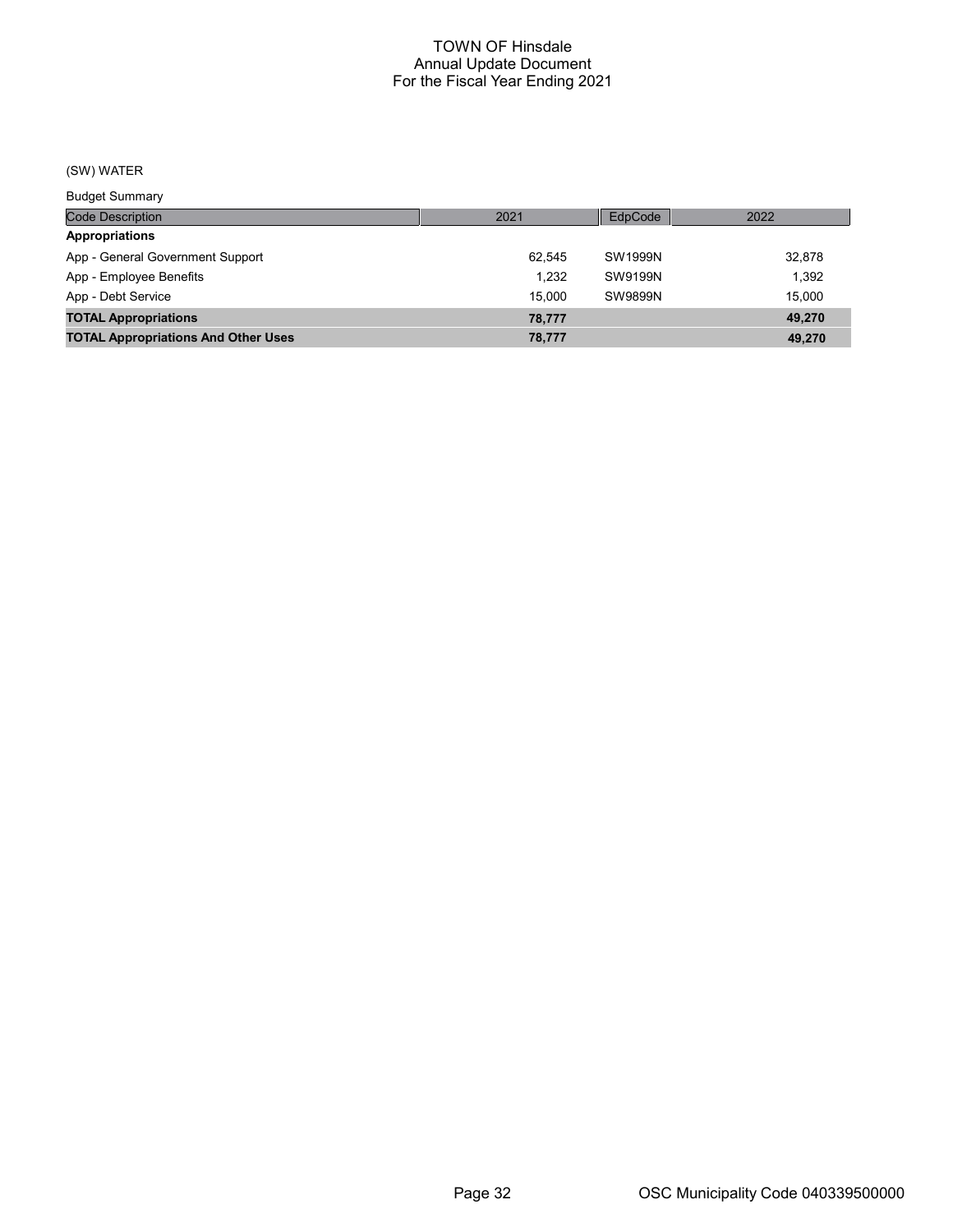# TOWN OF Hinsdale
## Annual Update Document
## For the Fiscal Year Ending 2021

(SW) WATER

Budget Summary

| Code Description | 2021 | EdpCode | 2022 |
|---|---|---|---|
| **Appropriations** | | | |
| App - General Government Support | 62,545 | SW1999N | 32,878 |
| App - Employee Benefits | 1,232 | SW9199N | 1,392 |
| App - Debt Service | 15,000 | SW9899N | 15,000 |
| **TOTAL Appropriations** | **78,777** | | **49,270** |
| **TOTAL Appropriations And Other Uses** | **78,777** | | **49,270** |

OSC Municipality Code 040339500000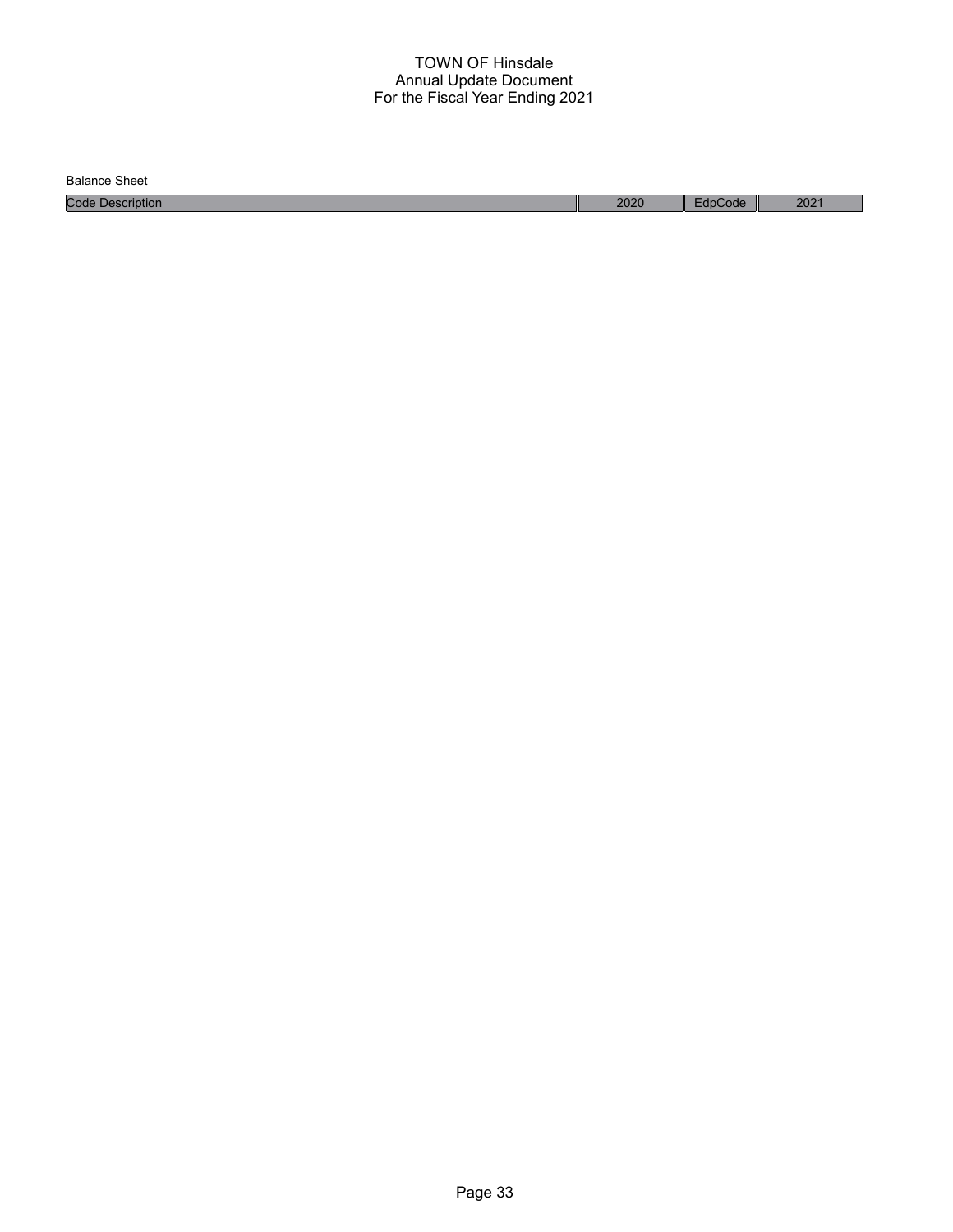TOWN OF Hinsdale
Annual Update Document
For the Fiscal Year Ending 2021

Balance Sheet

| Code Description | 2020 | EdpCode | 2021 |
| --- | --- | --- | --- |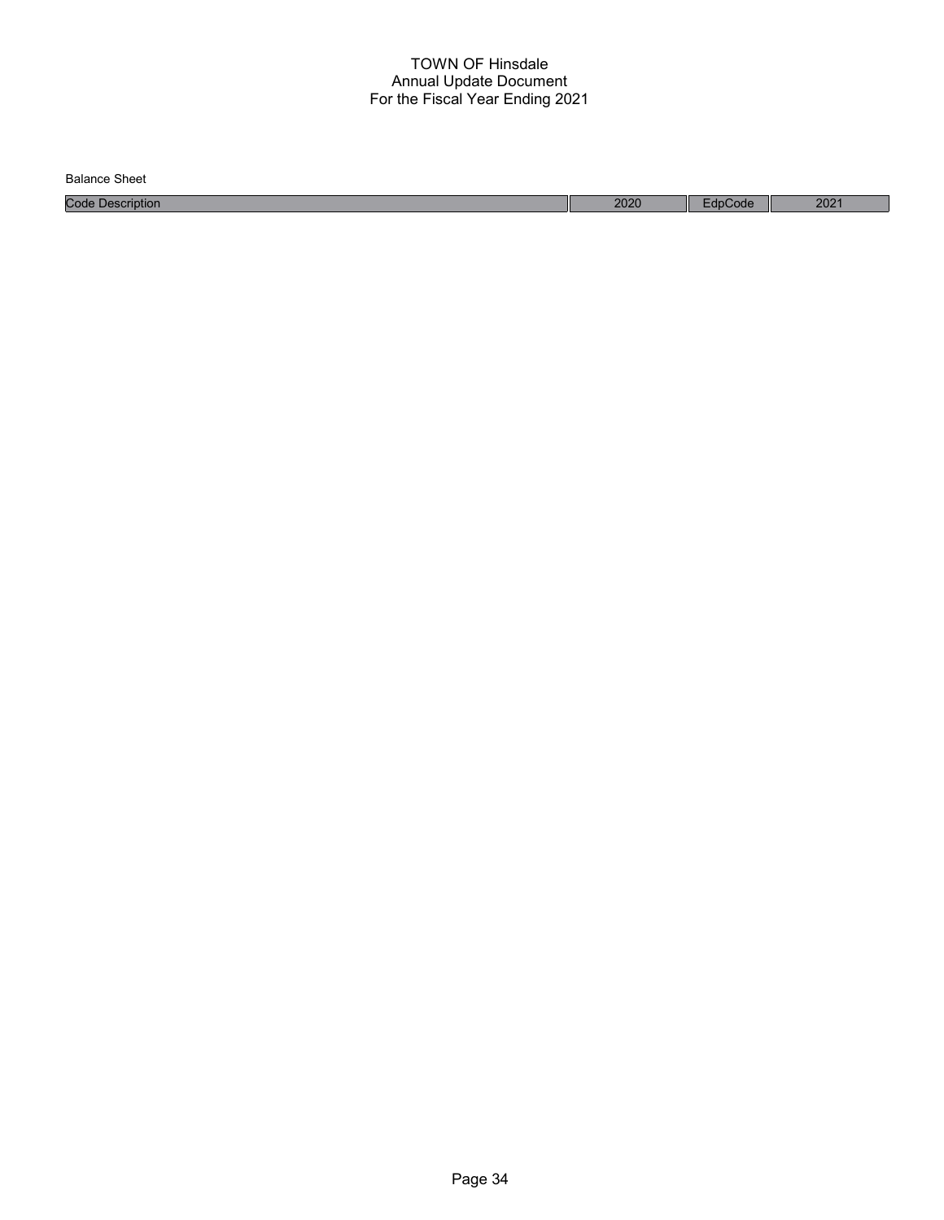# TOWN OF Hinsdale
## Annual Update Document
## For the Fiscal Year Ending 2021

Balance Sheet

| Code Description | 2020 | EdpCode | 2021 |
|---|---|---|---|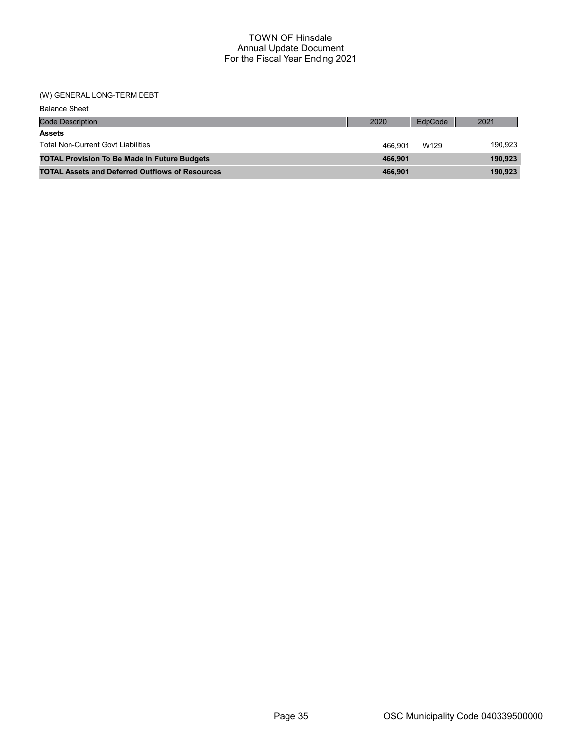# TOWN OF Hinsdale
## Annual Update Document
## For the Fiscal Year Ending 2021

(W) GENERAL LONG-TERM DEBT

Balance Sheet

| Code Description | 2020 | EdpCode | 2021 |
|---|---|---|---|
| **Assets** | | | |
| Total Non-Current Govt Liabilities | 466,901 | W129 | 190,923 |
| **TOTAL Provision To Be Made In Future Budgets** | **466,901** | | **190,923** |
| **TOTAL Assets and Deferred Outflows of Resources** | **466,901** | | **190,923** |

OSC Municipality Code 040339500000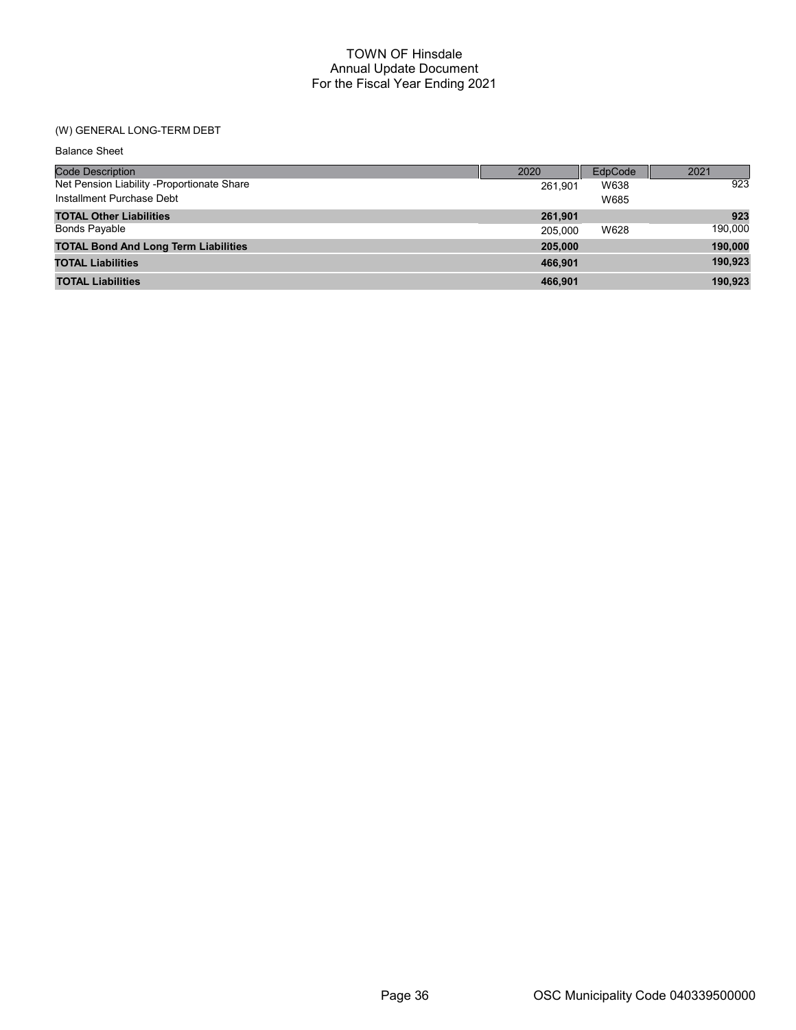# TOWN OF Hinsdale
## Annual Update Document
## For the Fiscal Year Ending 2021

(W) GENERAL LONG-TERM DEBT

Balance Sheet

| Code Description | 2020 | EdpCode | 2021 |
|---|---|---|---|
| Net Pension Liability -Proportionate Share | 261,901 | W638 | 923 |
| Installment Purchase Debt | | W685 | |
| **TOTAL Other Liabilities** | **261,901** | | **923** |
| Bonds Payable | 205,000 | W628 | 190,000 |
| **TOTAL Bond And Long Term Liabilities** | **205,000** | | **190,000** |
| **TOTAL Liabilities** | **466,901** | | **190,923** |
| **TOTAL Liabilities** | **466,901** | | **190,923** |

OSC Municipality Code 040339500000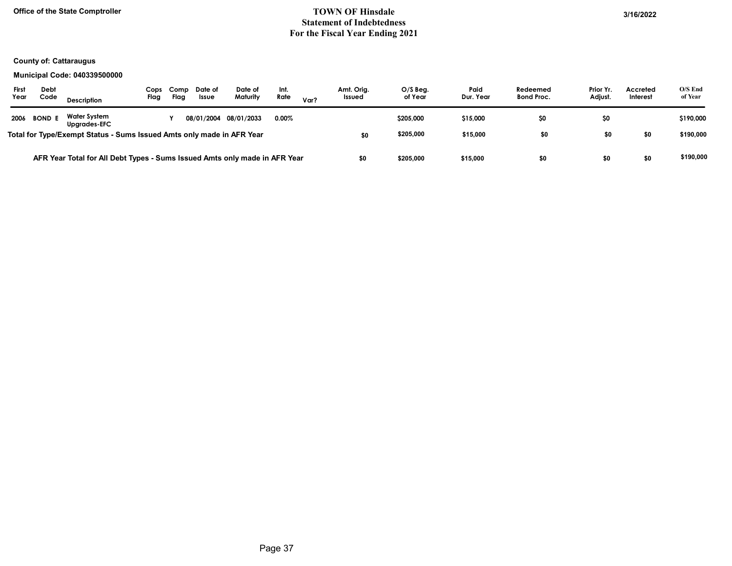Office of the State Comptroller

# TOWN OF Hinsdale
## Statement of Indebtedness
## For the Fiscal Year Ending 2021

3/16/2022

**County of: Cattaraugus**

**Municipal Code: 040339500000**

| First Year | Debt Code | Description | Cops Flag | Comp Flag | Date of Issue | Date of Maturity | Int. Rate | Var? | Amt. Orig. Issued | O/S Beg. of Year | Paid Dur. Year | Redeemed Bond Proc. | Prior Yr. Adjust. | Accreted Interest | O/S End of Year |
|---|---|---|---|---|---|---|---|---|---|---|---|---|---|---|---|
| 2006 | BOND E | Water System Upgrades-EFC | | Y | 08/01/2004 | 08/01/2033 | 0.00% | | | $205,000 | $15,000 | $0 | $0 | | $190,000 |
| **Total for Type/Exempt Status - Sums Issued Amts only made in AFR Year** | | | | | | | | | **$0** | **$205,000** | **$15,000** | **$0** | **$0** | **$0** | **$190,000** |
| **AFR Year Total for All Debt Types - Sums Issued Amts only made in AFR Year** | | | | | | | | | **$0** | **$205,000** | **$15,000** | **$0** | **$0** | **$0** | **$190,000** |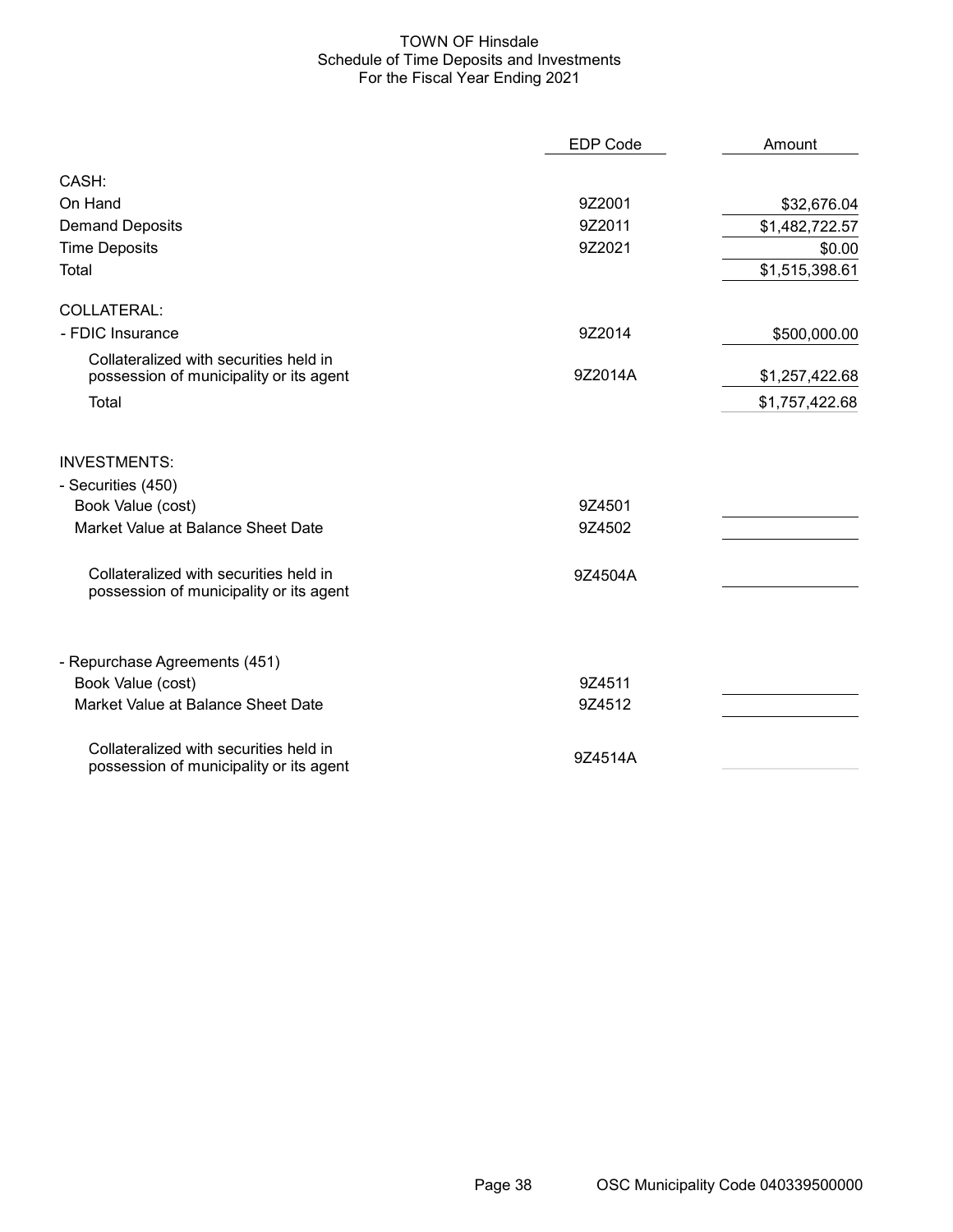# TOWN OF Hinsdale
## Schedule of Time Deposits and Investments
### For the Fiscal Year Ending 2021

| | EDP Code | Amount |
|---|---|---|
| **CASH:** | | |
| On Hand | 9Z2001 | $32,676.04 |
| Demand Deposits | 9Z2011 | $1,482,722.57 |
| Time Deposits | 9Z2021 | $0.00 |
| Total | | $1,515,398.61 |
| **COLLATERAL:** | | |
| - FDIC Insurance | 9Z2014 | $500,000.00 |
| Collateralized with securities held in possession of municipality or its agent | 9Z2014A | $1,257,422.68 |
| Total | | $1,757,422.68 |
| **INVESTMENTS:** | | |
| - Securities (450) | | |
| Book Value (cost) | 9Z4501 | |
| Market Value at Balance Sheet Date | 9Z4502 | |
| Collateralized with securities held in possession of municipality or its agent | 9Z4504A | |
| - Repurchase Agreements (451) | | |
| Book Value (cost) | 9Z4511 | |
| Market Value at Balance Sheet Date | 9Z4512 | |
| Collateralized with securities held in possession of municipality or its agent | 9Z4514A | |

OSC Municipality Code 040339500000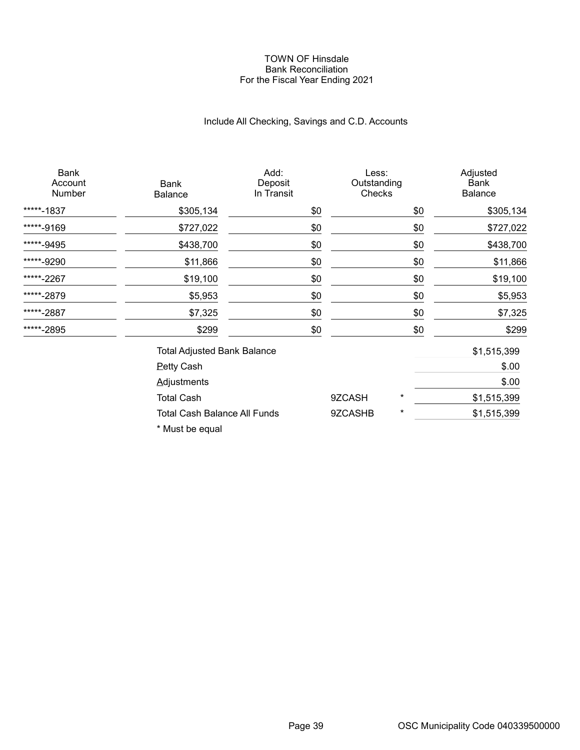# TOWN OF Hinsdale
## Bank Reconciliation
### For the Fiscal Year Ending 2021

Include All Checking, Savings and C.D. Accounts

| Bank Account Number | Bank Balance | Add: Deposit In Transit | Less: Outstanding Checks | Adjusted Bank Balance |
|---|---|---|---|---|
| *****-1837 | $305,134 | $0 | $0 | $305,134 |
| *****-9169 | $727,022 | $0 | $0 | $727,022 |
| *****-9495 | $438,700 | $0 | $0 | $438,700 |
| *****-9290 | $11,866 | $0 | $0 | $11,866 |
| *****-2267 | $19,100 | $0 | $0 | $19,100 |
| *****-2879 | $5,953 | $0 | $0 | $5,953 |
| *****-2887 | $7,325 | $0 | $0 | $7,325 |
| *****-2895 | $299 | $0 | $0 | $299 |

| | | | |
|---|---|---|---|
| Total Adjusted Bank Balance | | | $1,515,399 |
| Petty Cash | | | $.00 |
| Adjustments | | | $.00 |
| Total Cash | 9ZCASH | * | $1,515,399 |
| Total Cash Balance All Funds | 9ZCASHB | * | $1,515,399 |

* Must be equal

OSC Municipality Code 040339500000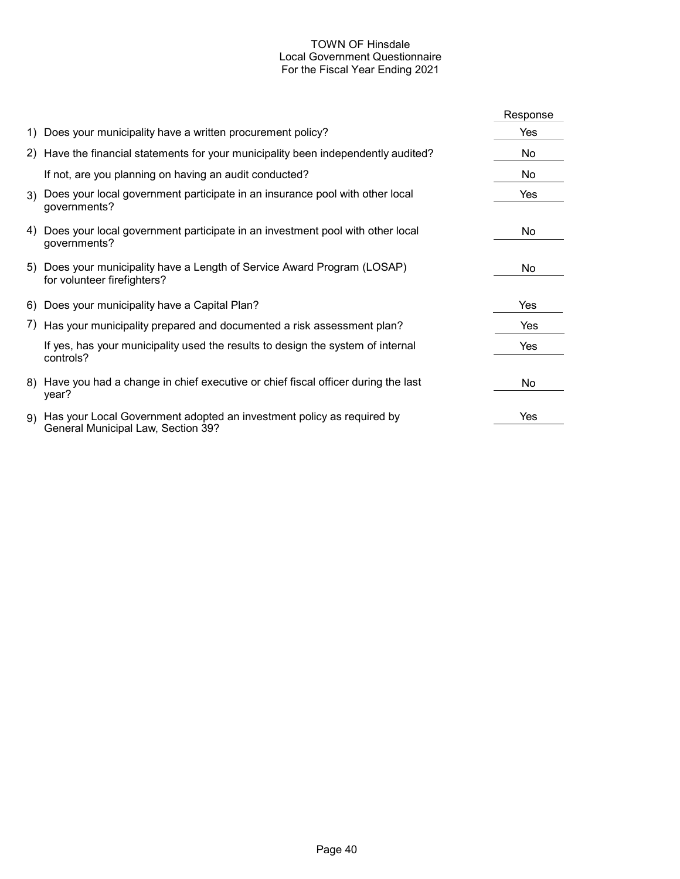# TOWN OF Hinsdale
## Local Government Questionnaire
### For the Fiscal Year Ending 2021

| | | Response |
|---|---|---|
| 1) | Does your municipality have a written procurement policy? | Yes |
| 2) | Have the financial statements for your municipality been independently audited? | No |
| | If not, are you planning on having an audit conducted? | No |
| 3) | Does your local government participate in an insurance pool with other local governments? | Yes |
| 4) | Does your local government participate in an investment pool with other local governments? | No |
| 5) | Does your municipality have a Length of Service Award Program (LOSAP) for volunteer firefighters? | No |
| 6) | Does your municipality have a Capital Plan? | Yes |
| 7) | Has your municipality prepared and documented a risk assessment plan? | Yes |
| | If yes, has your municipality used the results to design the system of internal controls? | Yes |
| 8) | Have you had a change in chief executive or chief fiscal officer during the last year? | No |
| 9) | Has your Local Government adopted an investment policy as required by General Municipal Law, Section 39? | Yes |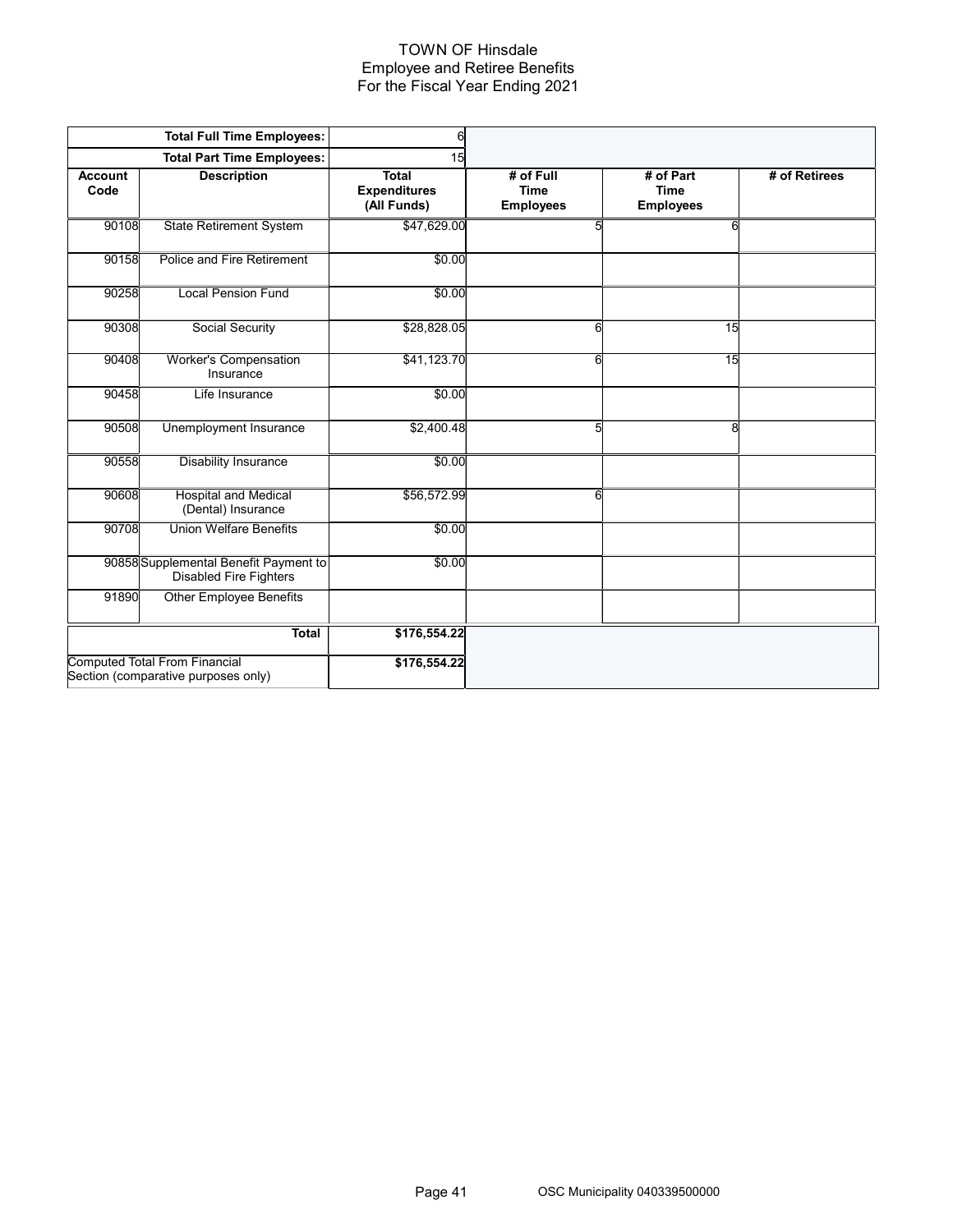# TOWN OF Hinsdale
## Employee and Retiree Benefits
### For the Fiscal Year Ending 2021

| | Total Full Time Employees: | 6 | | | |
|---|---|---|---|---|---|
| | **Total Part Time Employees:** | 15 | | | |
| **Account Code** | **Description** | **Total Expenditures (All Funds)** | **# of Full Time Employees** | **# of Part Time Employees** | **# of Retirees** |
| 90108 | State Retirement System | $47,629.00 | 5 | 6 | |
| 90158 | Police and Fire Retirement | $0.00 | | | |
| 90258 | Local Pension Fund | $0.00 | | | |
| 90308 | Social Security | $28,828.05 | 6 | 15 | |
| 90408 | Worker's Compensation Insurance | $41,123.70 | 6 | 15 | |
| 90458 | Life Insurance | $0.00 | | | |
| 90508 | Unemployment Insurance | $2,400.48 | 5 | 8 | |
| 90558 | Disability Insurance | $0.00 | | | |
| 90608 | Hospital and Medical (Dental) Insurance | $56,572.99 | 6 | | |
| 90708 | Union Welfare Benefits | $0.00 | | | |
| 90858 | Supplemental Benefit Payment to Disabled Fire Fighters | $0.00 | | | |
| 91890 | Other Employee Benefits | | | | |
| | **Total** | **$176,554.22** | | | |
| Computed Total From Financial Section (comparative purposes only) | | **$176,554.22** | | | |

OSC Municipality 040339500000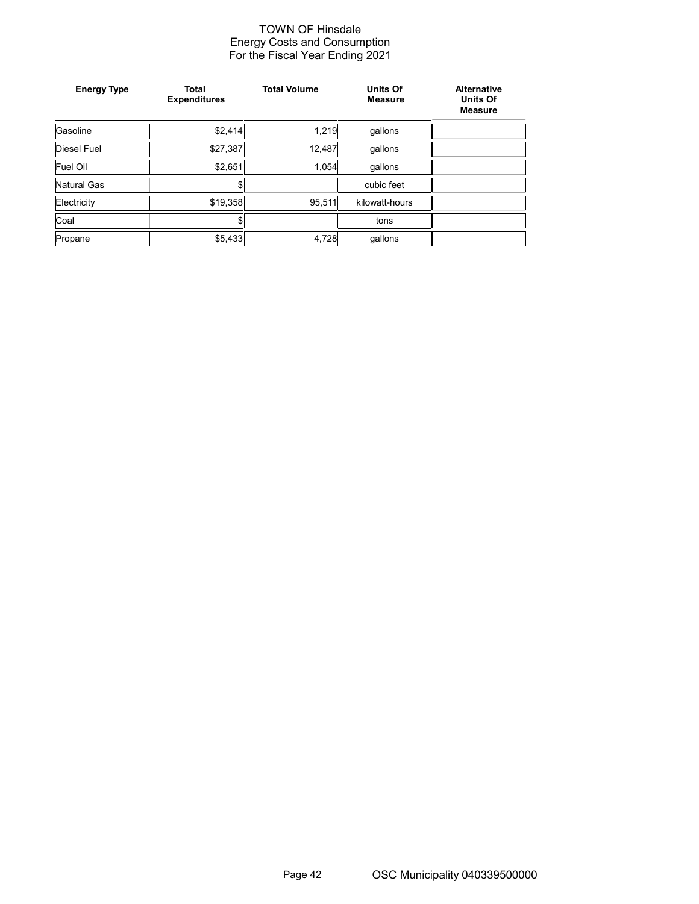# TOWN OF Hinsdale
## Energy Costs and Consumption
## For the Fiscal Year Ending 2021

| Energy Type | Total Expenditures | Total Volume | Units Of Measure | Alternative Units Of Measure |
|---|---|---|---|---|
| Gasoline | $2,414 | 1,219 | gallons | |
| Diesel Fuel | $27,387 | 12,487 | gallons | |
| Fuel Oil | $2,651 | 1,054 | gallons | |
| Natural Gas | $ | | cubic feet | |
| Electricity | $19,358 | 95,511 | kilowatt-hours | |
| Coal | $ | | tons | |
| Propane | $5,433 | 4,728 | gallons | |

OSC Municipality 040339500000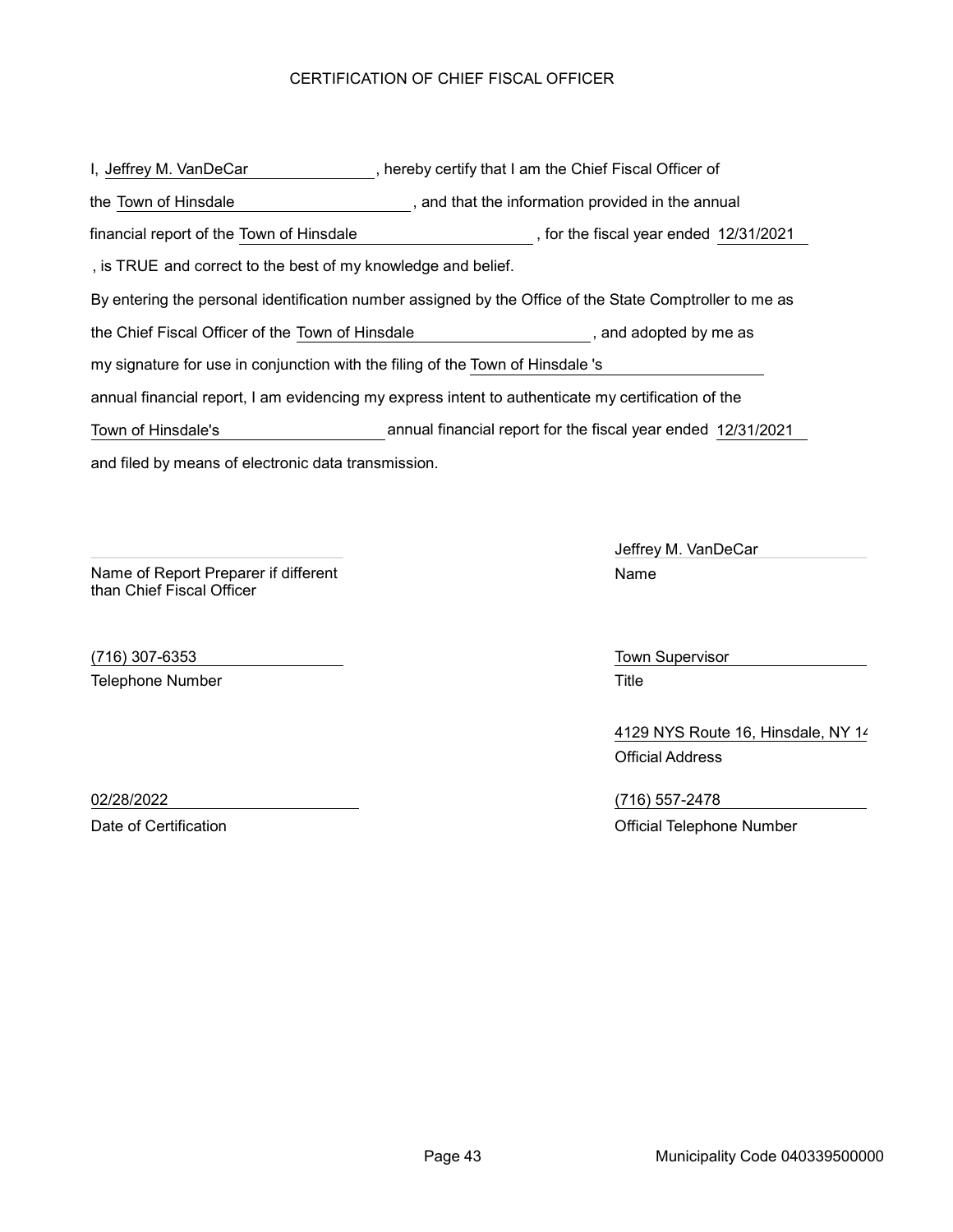# CERTIFICATION OF CHIEF FISCAL OFFICER

I, Jeffrey M. VanDeCar, hereby certify that I am the Chief Fiscal Officer of the Town of Hinsdale, and that the information provided in the annual financial report of the Town of Hinsdale, for the fiscal year ended 12/31/2021, is TRUE and correct to the best of my knowledge and belief.

By entering the personal identification number assigned by the Office of the State Comptroller to me as the Chief Fiscal Officer of the Town of Hinsdale, and adopted by me as my signature for use in conjunction with the filing of the Town of Hinsdale 's annual financial report, I am evidencing my express intent to authenticate my certification of the Town of Hinsdale's annual financial report for the fiscal year ended 12/31/2021 and filed by means of electronic data transmission.

| | |
|---|---|
| | Jeffrey M. VanDeCar |
| Name of Report Preparer if different than Chief Fiscal Officer | Name |
| (716) 307-6353 | Town Supervisor |
| Telephone Number | Title |
| | 4129 NYS Route 16, Hinsdale, NY 14 |
| | Official Address |
| 02/28/2022 | (716) 557-2478 |
| Date of Certification | Official Telephone Number |

Municipality Code 040339500000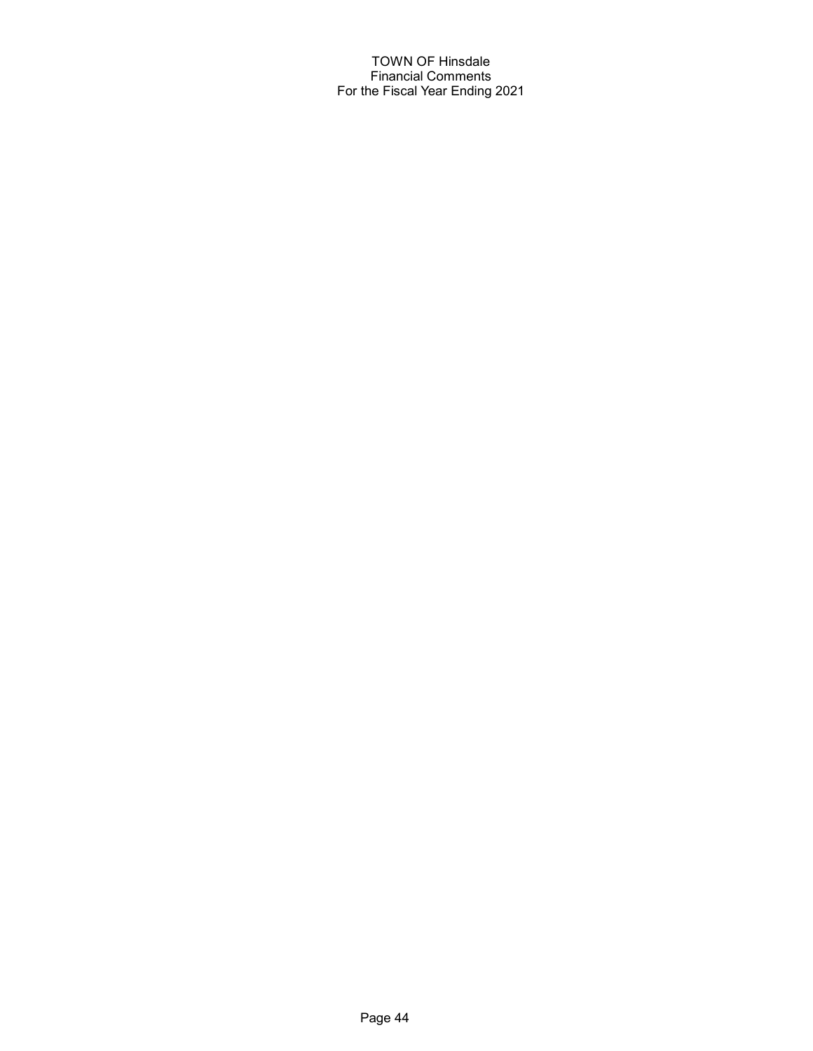TOWN OF Hinsdale
Financial Comments
For the Fiscal Year Ending 2021